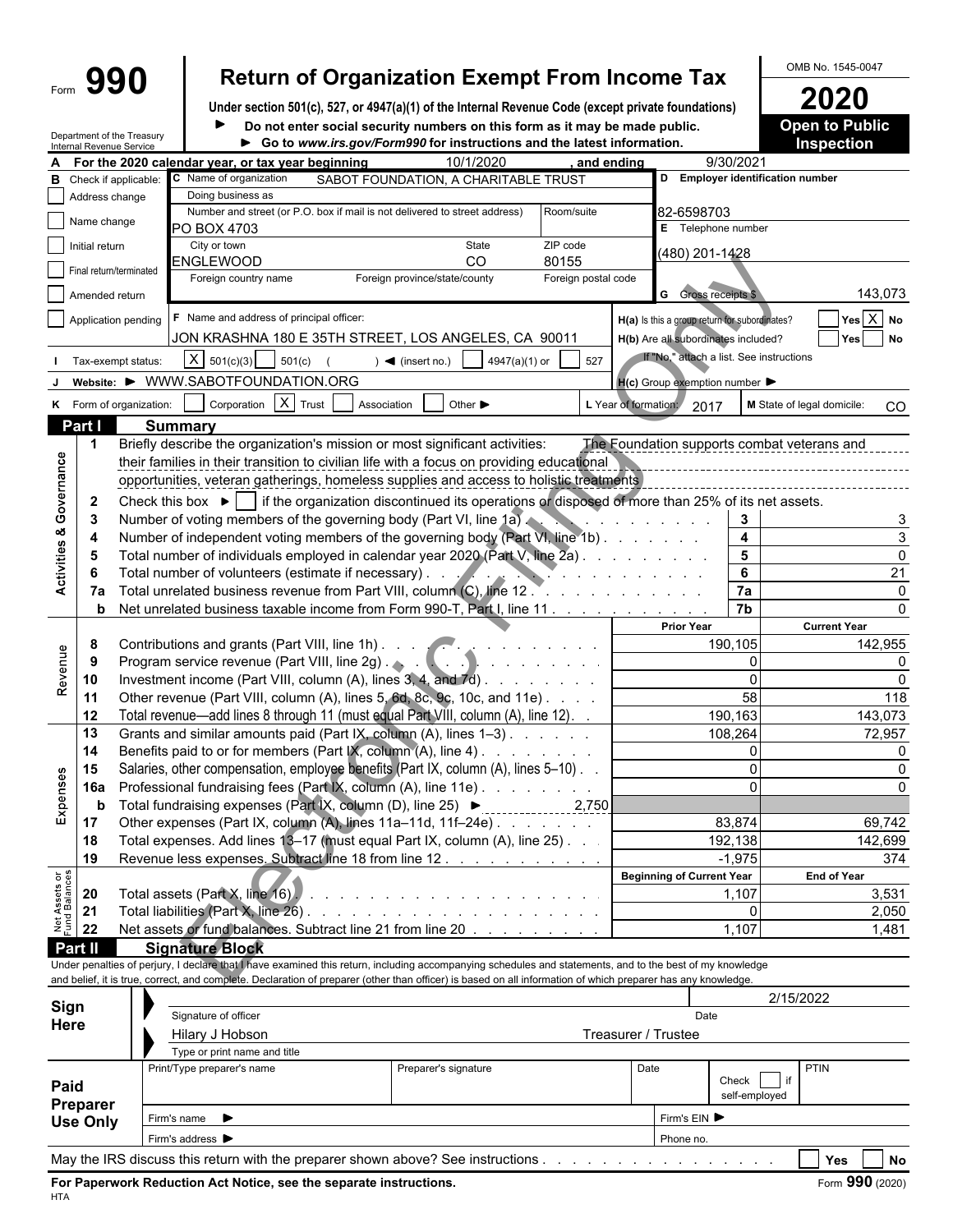Form **990**

# Return of Organization Exempt From Income Tax

**Under section 501(c), 527, or 4947(a)(1) of the Internal Revenue Code (except private foundations)**

► Do not enter social security numbers on this form as it may be made public.

► Go to *www.irs.gov/Form990* for instructions and the latest information.

Department of the Treasury
Internal Revenue Service

OMB No. 1545-0047

**2020**

**Open to Public Inspection**

**A** For the 2020 calendar year, or tax year beginning 10/1/2020 , and ending 9/30/2021

**B** Check if applicable:
- Address change
- Name change
- Initial return
- Final return/terminated
- Amended return
- Application pending

**C** Name of organization: SABOT FOUNDATION, A CHARITABLE TRUST

Doing business as

Number and street (or P.O. box if mail is not delivered to street address): PO BOX 4703 | Room/suite

City or town: ENGLEWOOD | State: CO | ZIP code: 80155

Foreign country name | Foreign province/state/county | Foreign postal code

**D** Employer identification number: 82-6598703

**E** Telephone number: (480) 201-1428

**G** Gross receipts $ 143,073

**F** Name and address of principal officer: JON KRASHNA 180 E 35TH STREET, LOS ANGELES, CA 90011

**H(a)** Is this a group return for subordinates? Yes [X] No

**H(b)** Are all subordinates included? Yes No
If "No," attach a list. See instructions

**H(c)** Group exemption number ►

**I** Tax-exempt status: [X] 501(c)(3) 501(c) ( ) ◄ (insert no.) 4947(a)(1) or 527

**J** Website: ► WWW.SABOTFOUNDATION.ORG

**K** Form of organization: Corporation [X] Trust Association Other ►

**L** Year of formation: 2017

**M** State of legal domicile: CO

## Part I Summary

**Activities & Governance**

1 Briefly describe the organization's mission or most significant activities: The Foundation supports combat veterans and their families in their transition to civilian life with a focus on providing educational opportunities, veteran gatherings, homeless supplies and access to holistic treatments

2 Check this box ► [ ] if the organization discontinued its operations or disposed of more than 25% of its net assets.

| Line | Description | No. | Value |
|---|---|---|---|
| 3 | Number of voting members of the governing body (Part VI, line 1a) | 3 | 3 |
| 4 | Number of independent voting members of the governing body (Part VI, line 1b) | 4 | 3 |
| 5 | Total number of individuals employed in calendar year 2020 (Part V, line 2a) | 5 | 0 |
| 6 | Total number of volunteers (estimate if necessary) | 6 | 21 |
| 7a | Total unrelated business revenue from Part VIII, column (C), line 12 | 7a | 0 |
| b | Net unrelated business taxable income from Form 990-T, Part I, line 11 | 7b | 0 |

| Line | Description | Prior Year | Current Year |
|---|---|---|---|
| **Revenue** | | | |
| 8 | Contributions and grants (Part VIII, line 1h) | 190,105 | 142,955 |
| 9 | Program service revenue (Part VIII, line 2g) | 0 | 0 |
| 10 | Investment income (Part VIII, column (A), lines 3, 4, and 7d) | 0 | 0 |
| 11 | Other revenue (Part VIII, column (A), lines 5, 6d, 8c, 9c, 10c, and 11e) | 58 | 118 |
| 12 | Total revenue—add lines 8 through 11 (must equal Part VIII, column (A), line 12) | 190,163 | 143,073 |
| **Expenses** | | | |
| 13 | Grants and similar amounts paid (Part IX, column (A), lines 1–3) | 108,264 | 72,957 |
| 14 | Benefits paid to or for members (Part IX, column (A), line 4) | 0 | 0 |
| 15 | Salaries, other compensation, employee benefits (Part IX, column (A), lines 5–10) | 0 | 0 |
| 16a | Professional fundraising fees (Part IX, column (A), line 11e) | 0 | 0 |
| b | Total fundraising expenses (Part IX, column (D), line 25) ► 2,750 | | |
| 17 | Other expenses (Part IX, column (A), lines 11a–11d, 11f–24e) | 83,874 | 69,742 |
| 18 | Total expenses. Add lines 13–17 (must equal Part IX, column (A), line 25) | 192,138 | 142,699 |
| 19 | Revenue less expenses. Subtract line 18 from line 12 | -1,975 | 374 |

| Line | Net Assets or Fund Balances | Beginning of Current Year | End of Year |
|---|---|---|---|
| 20 | Total assets (Part X, line 16) | 1,107 | 3,531 |
| 21 | Total liabilities (Part X, line 26) | 0 | 2,050 |
| 22 | Net assets or fund balances. Subtract line 21 from line 20 | 1,107 | 1,481 |

## Part II Signature Block

Under penalties of perjury, I declare that I have examined this return, including accompanying schedules and statements, and to the best of my knowledge and belief, it is true, correct, and complete. Declaration of preparer (other than officer) is based on all information of which preparer has any knowledge.

**Sign Here**

Signature of officer | Date: 2/15/2022

Hilary J Hobson — Treasurer / Trustee

Type or print name and title

**Paid Preparer Use Only**

Print/Type preparer's name | Preparer's signature | Date | Check [ ] if self-employed | PTIN

Firm's name ► | Firm's EIN ►

Firm's address ► | Phone no.

May the IRS discuss this return with the preparer shown above? See instructions . . . Yes No

**For Paperwork Reduction Act Notice, see the separate instructions.** Form **990** (2020)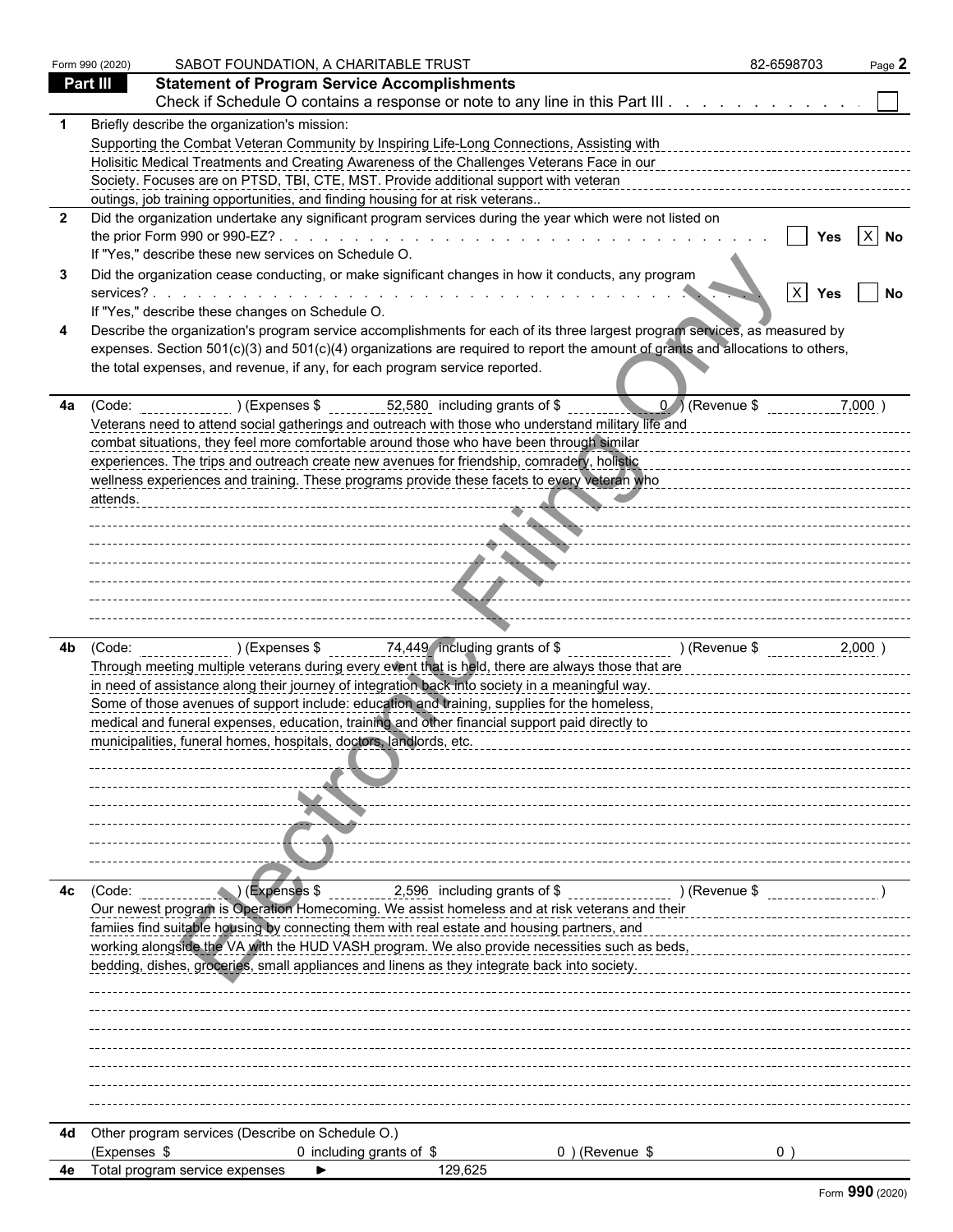Form 990 (2020) SABOT FOUNDATION, A CHARITABLE TRUST 82-6598703 Page **2**

## Part III Statement of Program Service Accomplishments

Check if Schedule O contains a response or note to any line in this Part III . . . . . . . . . . . . ☐

**1** Briefly describe the organization's mission:

Supporting the Combat Veteran Community by Inspiring Life-Long Connections, Assisting with Holisitic Medical Treatments and Creating Awareness of the Challenges Veterans Face in our Society. Focuses are on PTSD, TBI, CTE, MST. Provide additional support with veteran outings, job training opportunities, and finding housing for at risk veterans..

**2** Did the organization undertake any significant program services during the year which were not listed on the prior Form 990 or 990-EZ? . . . . . . . . . . . . . . ☐ Yes ☒ No

If "Yes," describe these new services on Schedule O.

**3** Did the organization cease conducting, or make significant changes in how it conducts, any program services? . . . . . . . . . . . . . . ☒ Yes ☐ No

If "Yes," describe these changes on Schedule O.

**4** Describe the organization's program service accomplishments for each of its three largest program services, as measured by expenses. Section 501(c)(3) and 501(c)(4) organizations are required to report the amount of grants and allocations to others, the total expenses, and revenue, if any, for each program service reported.

**4a** (Code: ) (Expenses $ 52,580 including grants of $ 0 ) (Revenue $ 7,000 )

Veterans need to attend social gatherings and outreach with those who understand military life and combat situations, they feel more comfortable around those who have been through similar experiences. The trips and outreach create new avenues for friendship, comradery, holistic wellness experiences and training. These programs provide these facets to every veteran who attends.

**4b** (Code: ) (Expenses $ 74,449 including grants of $ ) (Revenue $ 2,000 )

Through meeting multiple veterans during every event that is held, there are always those that are in need of assistance along their journey of integration back into society in a meaningful way. Some of those avenues of support include: education and training, supplies for the homeless, medical and funeral expenses, education, training and other financial support paid directly to municipalities, funeral homes, hospitals, doctors, landlords, etc.

**4c** (Code: ) (Expenses $ 2,596 including grants of $ ) (Revenue $ )

Our newest program is Operation Homecoming. We assist homeless and at risk veterans and their famiies find suitable housing by connecting them with real estate and housing partners, and working alongside the VA with the HUD VASH program. We also provide necessities such as beds, bedding, dishes, groceries, small appliances and linens as they integrate back into society.

**4d** Other program services (Describe on Schedule O.)

(Expenses $ 0 including grants of $ 0 ) (Revenue $ 0 )

**4e** Total program service expenses ► 129,625

Form **990** (2020)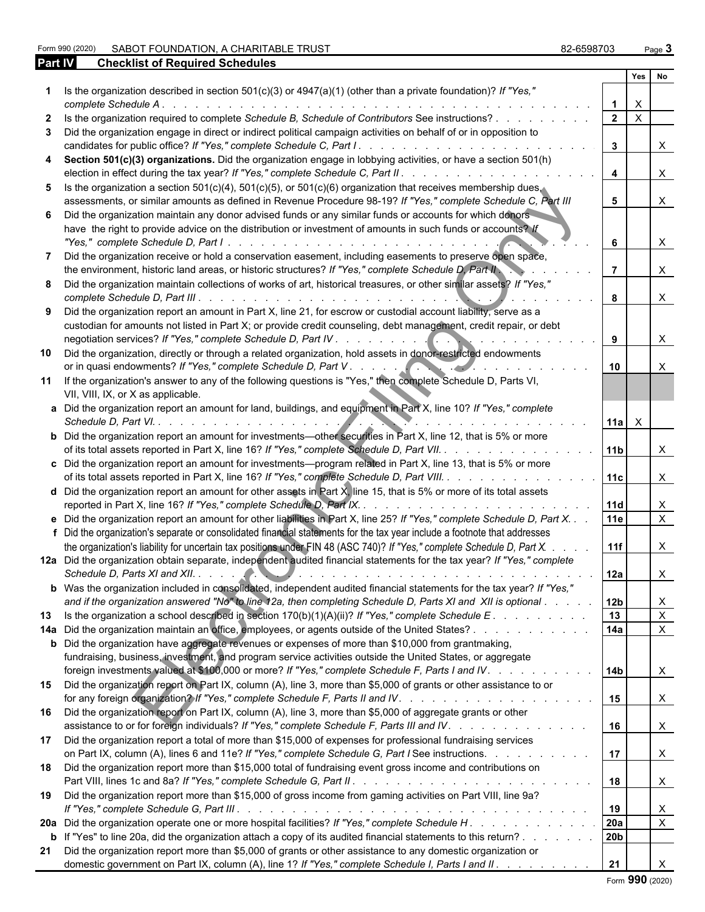Form 990 (2020) SABOT FOUNDATION, A CHARITABLE TRUST 82-6598703 Page **3**

## Part IV Checklist of Required Schedules

| | | | Yes | No |
|---|---|---|---|---|
| **1** | Is the organization described in section 501(c)(3) or 4947(a)(1) (other than a private foundation)? *If "Yes," complete Schedule A* | **1** | X | |
| **2** | Is the organization required to complete *Schedule B, Schedule of Contributors* See instructions? | **2** | X | |
| **3** | Did the organization engage in direct or indirect political campaign activities on behalf of or in opposition to candidates for public office? *If "Yes," complete Schedule C, Part I* | **3** | | X |
| **4** | **Section 501(c)(3) organizations.** Did the organization engage in lobbying activities, or have a section 501(h) election in effect during the tax year? *If "Yes," complete Schedule C, Part II* | **4** | | X |
| **5** | Is the organization a section 501(c)(4), 501(c)(5), or 501(c)(6) organization that receives membership dues, assessments, or similar amounts as defined in Revenue Procedure 98-19? *If "Yes," complete Schedule C, Part III* | **5** | | X |
| **6** | Did the organization maintain any donor advised funds or any similar funds or accounts for which donors have the right to provide advice on the distribution or investment of amounts in such funds or accounts? *If "Yes," complete Schedule D, Part I* | **6** | | X |
| **7** | Did the organization receive or hold a conservation easement, including easements to preserve open space, the environment, historic land areas, or historic structures? *If "Yes," complete Schedule D, Part II* | **7** | | X |
| **8** | Did the organization maintain collections of works of art, historical treasures, or other similar assets? *If "Yes," complete Schedule D, Part III* | **8** | | X |
| **9** | Did the organization report an amount in Part X, line 21, for escrow or custodial account liability, serve as a custodian for amounts not listed in Part X; or provide credit counseling, debt management, credit repair, or debt negotiation services? *If "Yes," complete Schedule D, Part IV* | **9** | | X |
| **10** | Did the organization, directly or through a related organization, hold assets in donor-restricted endowments or in quasi endowments? *If "Yes," complete Schedule D, Part V* | **10** | | X |
| **11** | If the organization's answer to any of the following questions is "Yes," then complete Schedule D, Parts VI, VII, VIII, IX, or X as applicable. | | | |
| **a** | Did the organization report an amount for land, buildings, and equipment in Part X, line 10? *If "Yes," complete Schedule D, Part VI.* | **11a** | X | |
| **b** | Did the organization report an amount for investments—other securities in Part X, line 12, that is 5% or more of its total assets reported in Part X, line 16? *If "Yes," complete Schedule D, Part VII.* | **11b** | | X |
| **c** | Did the organization report an amount for investments—program related in Part X, line 13, that is 5% or more of its total assets reported in Part X, line 16? *If "Yes," complete Schedule D, Part VIII.* | **11c** | | X |
| **d** | Did the organization report an amount for other assets in Part X, line 15, that is 5% or more of its total assets reported in Part X, line 16? *If "Yes," complete Schedule D, Part IX.* | **11d** | | X |
| **e** | Did the organization report an amount for other liabilities in Part X, line 25? *If "Yes," complete Schedule D, Part X.* | **11e** | | X |
| **f** | Did the organization's separate or consolidated financial statements for the tax year include a footnote that addresses the organization's liability for uncertain tax positions under FIN 48 (ASC 740)? *If "Yes," complete Schedule D, Part X.* | **11f** | | X |
| **12a** | Did the organization obtain separate, independent audited financial statements for the tax year? *If "Yes," complete Schedule D, Parts XI and XII.* | **12a** | | X |
| **b** | Was the organization included in consolidated, independent audited financial statements for the tax year? *If "Yes," and if the organization answered "No" to line 12a, then completing Schedule D, Parts XI and XII is optional* | **12b** | | X |
| **13** | Is the organization a school described in section 170(b)(1)(A)(ii)? *If "Yes," complete Schedule E* | **13** | | X |
| **14a** | Did the organization maintain an office, employees, or agents outside of the United States? | **14a** | | X |
| **b** | Did the organization have aggregate revenues or expenses of more than $10,000 from grantmaking, fundraising, business, investment, and program service activities outside the United States, or aggregate foreign investments valued at $100,000 or more? *If "Yes," complete Schedule F, Parts I and IV.* | **14b** | | X |
| **15** | Did the organization report on Part IX, column (A), line 3, more than $5,000 of grants or other assistance to or for any foreign organization? *If "Yes," complete Schedule F, Parts II and IV.* | **15** | | X |
| **16** | Did the organization report on Part IX, column (A), line 3, more than $5,000 of aggregate grants or other assistance to or for foreign individuals? *If "Yes," complete Schedule F, Parts III and IV.* | **16** | | X |
| **17** | Did the organization report a total of more than $15,000 of expenses for professional fundraising services on Part IX, column (A), lines 6 and 11e? *If "Yes," complete Schedule G, Part I* See instructions. | **17** | | X |
| **18** | Did the organization report more than $15,000 total of fundraising event gross income and contributions on Part VIII, lines 1c and 8a? *If "Yes," complete Schedule G, Part II* | **18** | | X |
| **19** | Did the organization report more than $15,000 of gross income from gaming activities on Part VIII, line 9a? *If "Yes," complete Schedule G, Part III* | **19** | | X |
| **20a** | Did the organization operate one or more hospital facilities? *If "Yes," complete Schedule H* | **20a** | | X |
| **b** | If "Yes" to line 20a, did the organization attach a copy of its audited financial statements to this return? | **20b** | | |
| **21** | Did the organization report more than $5,000 of grants or other assistance to any domestic organization or domestic government on Part IX, column (A), line 1? *If "Yes," complete Schedule I, Parts I and II* | **21** | | X |

Form **990** (2020)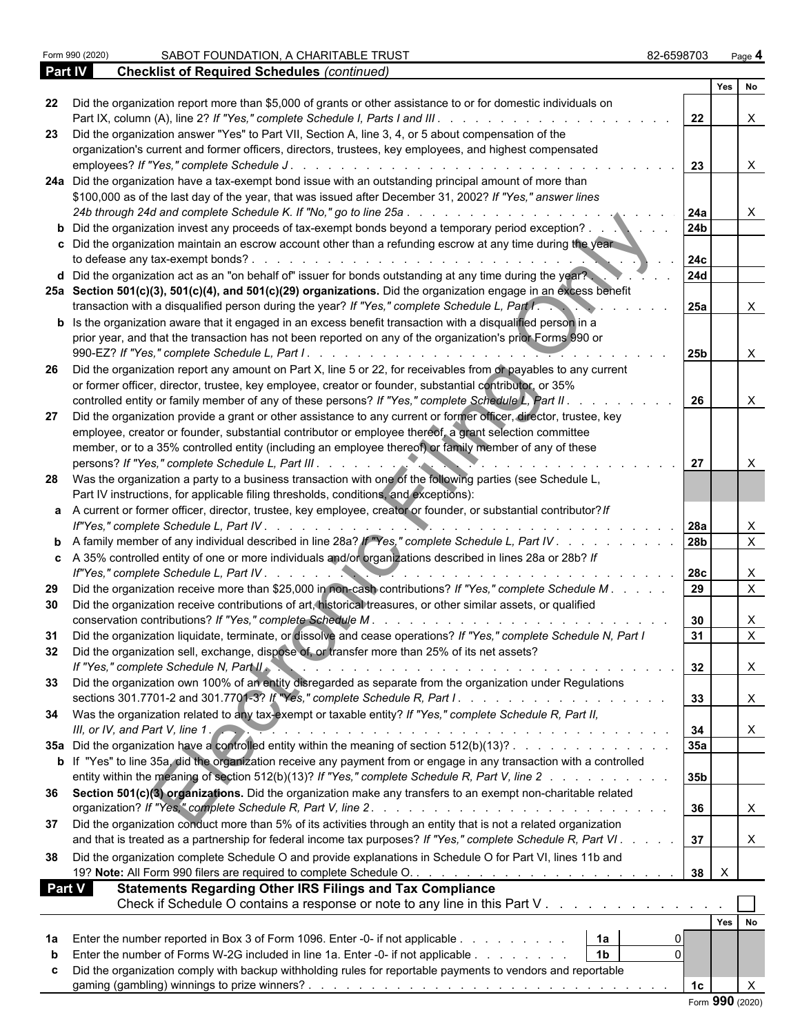Form 990 (2020) SABOT FOUNDATION, A CHARITABLE TRUST 82-6598703 Page **4**

## Part IV Checklist of Required Schedules *(continued)*

| | | | Yes | No |
|---|---|---|---|---|
| 22 | Did the organization report more than $5,000 of grants or other assistance to or for domestic individuals on Part IX, column (A), line 2? *If "Yes," complete Schedule I, Parts I and III* | 22 | | X |
| 23 | Did the organization answer "Yes" to Part VII, Section A, line 3, 4, or 5 about compensation of the organization's current and former officers, directors, trustees, key employees, and highest compensated employees? *If "Yes," complete Schedule J* | 23 | | X |
| 24a | Did the organization have a tax-exempt bond issue with an outstanding principal amount of more than $100,000 as of the last day of the year, that was issued after December 31, 2002? *If "Yes," answer lines 24b through 24d and complete Schedule K. If "No," go to line 25a* | 24a | | X |
| b | Did the organization invest any proceeds of tax-exempt bonds beyond a temporary period exception? | 24b | | |
| c | Did the organization maintain an escrow account other than a refunding escrow at any time during the year to defease any tax-exempt bonds? | 24c | | |
| d | Did the organization act as an "on behalf of" issuer for bonds outstanding at any time during the year? | 24d | | |
| 25a | **Section 501(c)(3), 501(c)(4), and 501(c)(29) organizations.** Did the organization engage in an excess benefit transaction with a disqualified person during the year? *If "Yes," complete Schedule L, Part I* | 25a | | X |
| b | Is the organization aware that it engaged in an excess benefit transaction with a disqualified person in a prior year, and that the transaction has not been reported on any of the organization's prior Forms 990 or 990-EZ? *If "Yes," complete Schedule L, Part I* | 25b | | X |
| 26 | Did the organization report any amount on Part X, line 5 or 22, for receivables from or payables to any current or former officer, director, trustee, key employee, creator or founder, substantial contributor, or 35% controlled entity or family member of any of these persons? *If "Yes," complete Schedule L, Part II* | 26 | | X |
| 27 | Did the organization provide a grant or other assistance to any current or former officer, director, trustee, key employee, creator or founder, substantial contributor or employee thereof, a grant selection committee member, or to a 35% controlled entity (including an employee thereof) or family member of any of these persons? *If "Yes," complete Schedule L, Part III* | 27 | | X |
| 28 | Was the organization a party to a business transaction with one of the following parties (see Schedule L, Part IV instructions, for applicable filing thresholds, conditions, and exceptions): | | | |
| a | A current or former officer, director, trustee, key employee, creator or founder, or substantial contributor? *If "Yes," complete Schedule L, Part IV* | 28a | | X |
| b | A family member of any individual described in line 28a? *If "Yes," complete Schedule L, Part IV* | 28b | | X |
| c | A 35% controlled entity of one or more individuals and/or organizations described in lines 28a or 28b? *If "Yes," complete Schedule L, Part IV* | 28c | | X |
| 29 | Did the organization receive more than $25,000 in non-cash contributions? *If "Yes," complete Schedule M* | 29 | | X |
| 30 | Did the organization receive contributions of art, historical treasures, or other similar assets, or qualified conservation contributions? *If "Yes," complete Schedule M* | 30 | | X |
| 31 | Did the organization liquidate, terminate, or dissolve and cease operations? *If "Yes," complete Schedule N, Part I* | 31 | | X |
| 32 | Did the organization sell, exchange, dispose of, or transfer more than 25% of its net assets? *If "Yes," complete Schedule N, Part II* | 32 | | X |
| 33 | Did the organization own 100% of an entity disregarded as separate from the organization under Regulations sections 301.7701-2 and 301.7701-3? *If "Yes," complete Schedule R, Part I* | 33 | | X |
| 34 | Was the organization related to any tax-exempt or taxable entity? *If "Yes," complete Schedule R, Part II, III, or IV, and Part V, line 1* | 34 | | X |
| 35a | Did the organization have a controlled entity within the meaning of section 512(b)(13)? | 35a | | |
| b | If "Yes" to line 35a, did the organization receive any payment from or engage in any transaction with a controlled entity within the meaning of section 512(b)(13)? *If "Yes," complete Schedule R, Part V, line 2* | 35b | | |
| 36 | **Section 501(c)(3) organizations.** Did the organization make any transfers to an exempt non-charitable related organization? *If "Yes," complete Schedule R, Part V, line 2* | 36 | | X |
| 37 | Did the organization conduct more than 5% of its activities through an entity that is not a related organization and that is treated as a partnership for federal income tax purposes? *If "Yes," complete Schedule R, Part VI* | 37 | | X |
| 38 | Did the organization complete Schedule O and provide explanations in Schedule O for Part VI, lines 11b and 19? **Note:** All Form 990 filers are required to complete Schedule O. | 38 | X | |

## Part V Statements Regarding Other IRS Filings and Tax Compliance

Check if Schedule O contains a response or note to any line in this Part V ☐

| | | | | | Yes | No |
|---|---|---|---|---|---|---|
| 1a | Enter the number reported in Box 3 of Form 1096. Enter -0- if not applicable | 1a | 0 | | | |
| b | Enter the number of Forms W-2G included in line 1a. Enter -0- if not applicable | 1b | 0 | | | |
| c | Did the organization comply with backup withholding rules for reportable payments to vendors and reportable gaming (gambling) winnings to prize winners? | | | 1c | | X |

Form **990** (2020)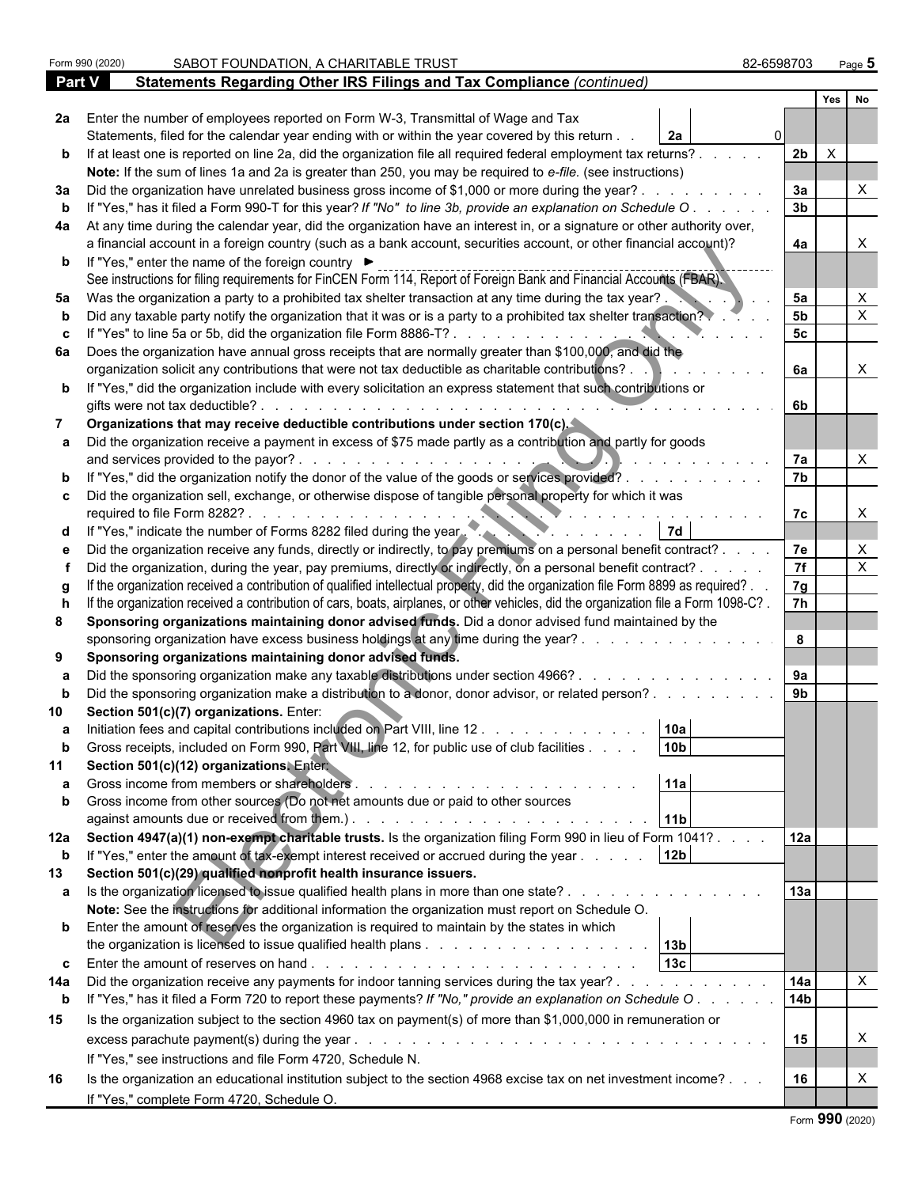Form 990 (2020) SABOT FOUNDATION, A CHARITABLE TRUST 82-6598703 Page **5**

## Part V Statements Regarding Other IRS Filings and Tax Compliance *(continued)*

| | | | | Line | Yes | No |
|---|---|---|---|---|---|---|
| **2a** | Enter the number of employees reported on Form W-3, Transmittal of Wage and Tax Statements, filed for the calendar year ending with or within the year covered by this return | 2a | 0 | | | |
| **b** | If at least one is reported on line 2a, did the organization file all required federal employment tax returns? | | | 2b | X | |
| | **Note:** If the sum of lines 1a and 2a is greater than 250, you may be required to *e-file.* (see instructions) | | | | | |
| **3a** | Did the organization have unrelated business gross income of $1,000 or more during the year? | | | 3a | | X |
| **b** | If "Yes," has it filed a Form 990-T for this year? *If "No" to line 3b, provide an explanation on Schedule O* | | | 3b | | |
| **4a** | At any time during the calendar year, did the organization have an interest in, or a signature or other authority over, a financial account in a foreign country (such as a bank account, securities account, or other financial account)? | | | 4a | | X |
| **b** | If "Yes," enter the name of the foreign country ► | | | | | |
| | See instructions for filing requirements for FinCEN Form 114, Report of Foreign Bank and Financial Accounts (FBAR). | | | | | |
| **5a** | Was the organization a party to a prohibited tax shelter transaction at any time during the tax year? | | | 5a | | X |
| **b** | Did any taxable party notify the organization that it was or is a party to a prohibited tax shelter transaction? | | | 5b | | X |
| **c** | If "Yes" to line 5a or 5b, did the organization file Form 8886-T? | | | 5c | | |
| **6a** | Does the organization have annual gross receipts that are normally greater than $100,000, and did the organization solicit any contributions that were not tax deductible as charitable contributions? | | | 6a | | X |
| **b** | If "Yes," did the organization include with every solicitation an express statement that such contributions or gifts were not tax deductible? | | | 6b | | |
| **7** | **Organizations that may receive deductible contributions under section 170(c).** | | | | | |
| **a** | Did the organization receive a payment in excess of $75 made partly as a contribution and partly for goods and services provided to the payor? | | | 7a | | X |
| **b** | If "Yes," did the organization notify the donor of the value of the goods or services provided? | | | 7b | | |
| **c** | Did the organization sell, exchange, or otherwise dispose of tangible personal property for which it was required to file Form 8282? | | | 7c | | X |
| **d** | If "Yes," indicate the number of Forms 8282 filed during the year | 7d | | | | |
| **e** | Did the organization receive any funds, directly or indirectly, to pay premiums on a personal benefit contract? | | | 7e | | X |
| **f** | Did the organization, during the year, pay premiums, directly or indirectly, on a personal benefit contract? | | | 7f | | X |
| **g** | If the organization received a contribution of qualified intellectual property, did the organization file Form 8899 as required? | | | 7g | | |
| **h** | If the organization received a contribution of cars, boats, airplanes, or other vehicles, did the organization file a Form 1098-C? | | | 7h | | |
| **8** | **Sponsoring organizations maintaining donor advised funds.** Did a donor advised fund maintained by the sponsoring organization have excess business holdings at any time during the year? | | | 8 | | |
| **9** | **Sponsoring organizations maintaining donor advised funds.** | | | | | |
| **a** | Did the sponsoring organization make any taxable distributions under section 4966? | | | 9a | | |
| **b** | Did the sponsoring organization make a distribution to a donor, donor advisor, or related person? | | | 9b | | |
| **10** | **Section 501(c)(7) organizations.** Enter: | | | | | |
| **a** | Initiation fees and capital contributions included on Part VIII, line 12 | 10a | | | | |
| **b** | Gross receipts, included on Form 990, Part VIII, line 12, for public use of club facilities | 10b | | | | |
| **11** | **Section 501(c)(12) organizations.** Enter: | | | | | |
| **a** | Gross income from members or shareholders | 11a | | | | |
| **b** | Gross income from other sources (Do not net amounts due or paid to other sources against amounts due or received from them.) | 11b | | | | |
| **12a** | **Section 4947(a)(1) non-exempt charitable trusts.** Is the organization filing Form 990 in lieu of Form 1041? | | | 12a | | |
| **b** | If "Yes," enter the amount of tax-exempt interest received or accrued during the year | 12b | | | | |
| **13** | **Section 501(c)(29) qualified nonprofit health insurance issuers.** | | | | | |
| **a** | Is the organization licensed to issue qualified health plans in more than one state? | | | 13a | | |
| | **Note:** See the instructions for additional information the organization must report on Schedule O. | | | | | |
| **b** | Enter the amount of reserves the organization is required to maintain by the states in which the organization is licensed to issue qualified health plans | 13b | | | | |
| **c** | Enter the amount of reserves on hand | 13c | | | | |
| **14a** | Did the organization receive any payments for indoor tanning services during the tax year? | | | 14a | | X |
| **b** | If "Yes," has it filed a Form 720 to report these payments? *If "No," provide an explanation on Schedule O* | | | 14b | | |
| **15** | Is the organization subject to the section 4960 tax on payment(s) of more than $1,000,000 in remuneration or excess parachute payment(s) during the year? | | | 15 | | X |
| | If "Yes," see instructions and file Form 4720, Schedule N. | | | | | |
| **16** | Is the organization an educational institution subject to the section 4968 excise tax on net investment income? | | | 16 | | X |
| | If "Yes," complete Form 4720, Schedule O. | | | | | |

Form **990** (2020)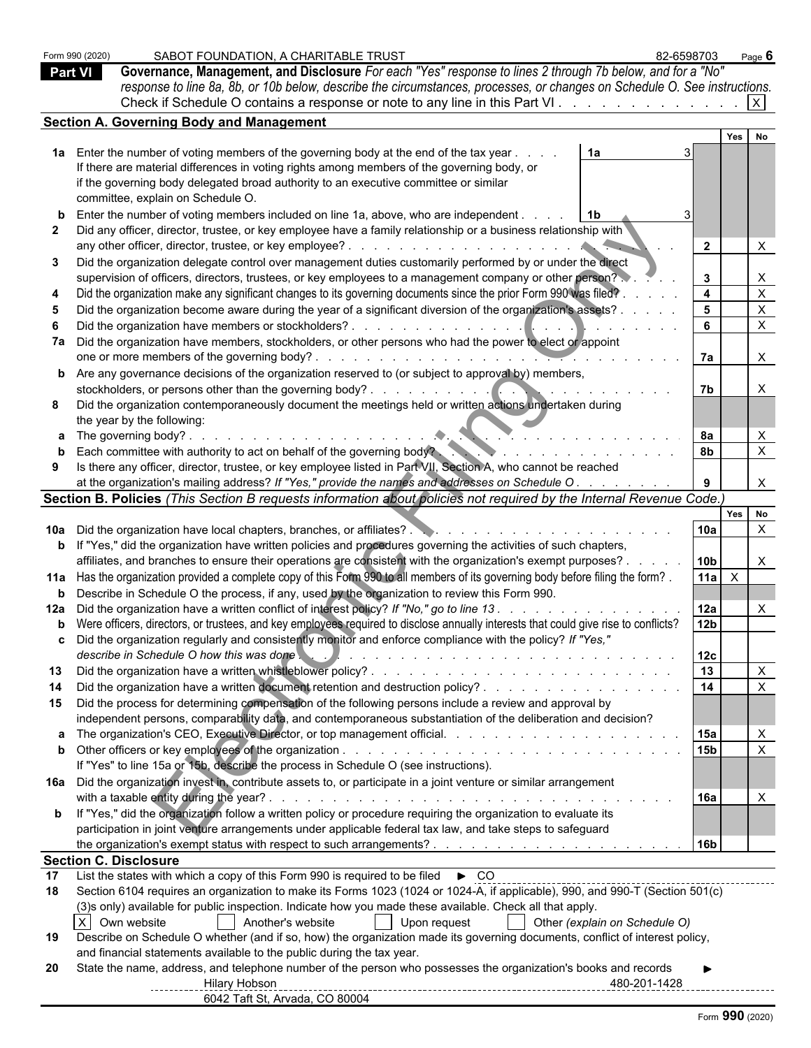Form 990 (2020) SABOT FOUNDATION, A CHARITABLE TRUST 82-6598703 Page **6**

## Part VI Governance, Management, and Disclosure

*For each "Yes" response to lines 2 through 7b below, and for a "No" response to line 8a, 8b, or 10b below, describe the circumstances, processes, or changes on Schedule O. See instructions.*

Check if Schedule O contains a response or note to any line in this Part VI . . . . . . . . . . . . . [X]

### Section A. Governing Body and Management

| | | | Yes | No |
|---|---|---|---|---|
| **1a** | Enter the number of voting members of the governing body at the end of the tax year . . . . **1a** 3<br>If there are material differences in voting rights among members of the governing body, or if the governing body delegated broad authority to an executive committee or similar committee, explain on Schedule O. | | | |
| **b** | Enter the number of voting members included on line 1a, above, who are independent . . . . **1b** 3 | | | |
| **2** | Did any officer, director, trustee, or key employee have a family relationship or a business relationship with any other officer, director, trustee, or key employee? | 2 | | X |
| **3** | Did the organization delegate control over management duties customarily performed by or under the direct supervision of officers, directors, trustees, or key employees to a management company or other person? | 3 | | X |
| **4** | Did the organization make any significant changes to its governing documents since the prior Form 990 was filed? | 4 | | X |
| **5** | Did the organization become aware during the year of a significant diversion of the organization's assets? | 5 | | X |
| **6** | Did the organization have members or stockholders? | 6 | | X |
| **7a** | Did the organization have members, stockholders, or other persons who had the power to elect or appoint one or more members of the governing body? | 7a | | X |
| **b** | Are any governance decisions of the organization reserved to (or subject to approval by) members, stockholders, or persons other than the governing body? | 7b | | X |
| **8** | Did the organization contemporaneously document the meetings held or written actions undertaken during the year by the following: | | | |
| **a** | The governing body? | 8a | | X |
| **b** | Each committee with authority to act on behalf of the governing body? | 8b | | X |
| **9** | Is there any officer, director, trustee, or key employee listed in Part VII, Section A, who cannot be reached at the organization's mailing address? *If "Yes," provide the names and addresses on Schedule O* | 9 | | X |

### Section B. Policies *(This Section B requests information about policies not required by the Internal Revenue Code.)*

| | | | Yes | No |
|---|---|---|---|---|
| **10a** | Did the organization have local chapters, branches, or affiliates? | 10a | | X |
| **b** | If "Yes," did the organization have written policies and procedures governing the activities of such chapters, affiliates, and branches to ensure their operations are consistent with the organization's exempt purposes? | 10b | | X |
| **11a** | Has the organization provided a complete copy of this Form 990 to all members of its governing body before filing the form? | 11a | X | |
| **b** | Describe in Schedule O the process, if any, used by the organization to review this Form 990. | | | |
| **12a** | Did the organization have a written conflict of interest policy? *If "No," go to line 13* | 12a | | X |
| **b** | Were officers, directors, or trustees, and key employees required to disclose annually interests that could give rise to conflicts? | 12b | | |
| **c** | Did the organization regularly and consistently monitor and enforce compliance with the policy? *If "Yes," describe in Schedule O how this was done* | 12c | | |
| **13** | Did the organization have a written whistleblower policy? | 13 | | X |
| **14** | Did the organization have a written document retention and destruction policy? | 14 | | X |
| **15** | Did the process for determining compensation of the following persons include a review and approval by independent persons, comparability data, and contemporaneous substantiation of the deliberation and decision? | | | |
| **a** | The organization's CEO, Executive Director, or top management official. | 15a | | X |
| **b** | Other officers or key employees of the organization | 15b | | X |
| | If "Yes" to line 15a or 15b, describe the process in Schedule O (see instructions). | | | |
| **16a** | Did the organization invest in, contribute assets to, or participate in a joint venture or similar arrangement with a taxable entity during the year? | 16a | | X |
| **b** | If "Yes," did the organization follow a written policy or procedure requiring the organization to evaluate its participation in joint venture arrangements under applicable federal tax law, and take steps to safeguard the organization's exempt status with respect to such arrangements? | 16b | | |

### Section C. Disclosure

**17** List the states with which a copy of this Form 990 is required to be filed ► CO

**18** Section 6104 requires an organization to make its Forms 1023 (1024 or 1024-A, if applicable), 990, and 990-T (Section 501(c)(3)s only) available for public inspection. Indicate how you made these available. Check all that apply.

[X] Own website [ ] Another's website [ ] Upon request [ ] Other *(explain on Schedule O)*

**19** Describe on Schedule O whether (and if so, how) the organization made its governing documents, conflict of interest policy, and financial statements available to the public during the tax year.

**20** State the name, address, and telephone number of the person who possesses the organization's books and records ►

Hilary Hobson 480-201-1428
6042 Taft St, Arvada, CO 80004

Form **990** (2020)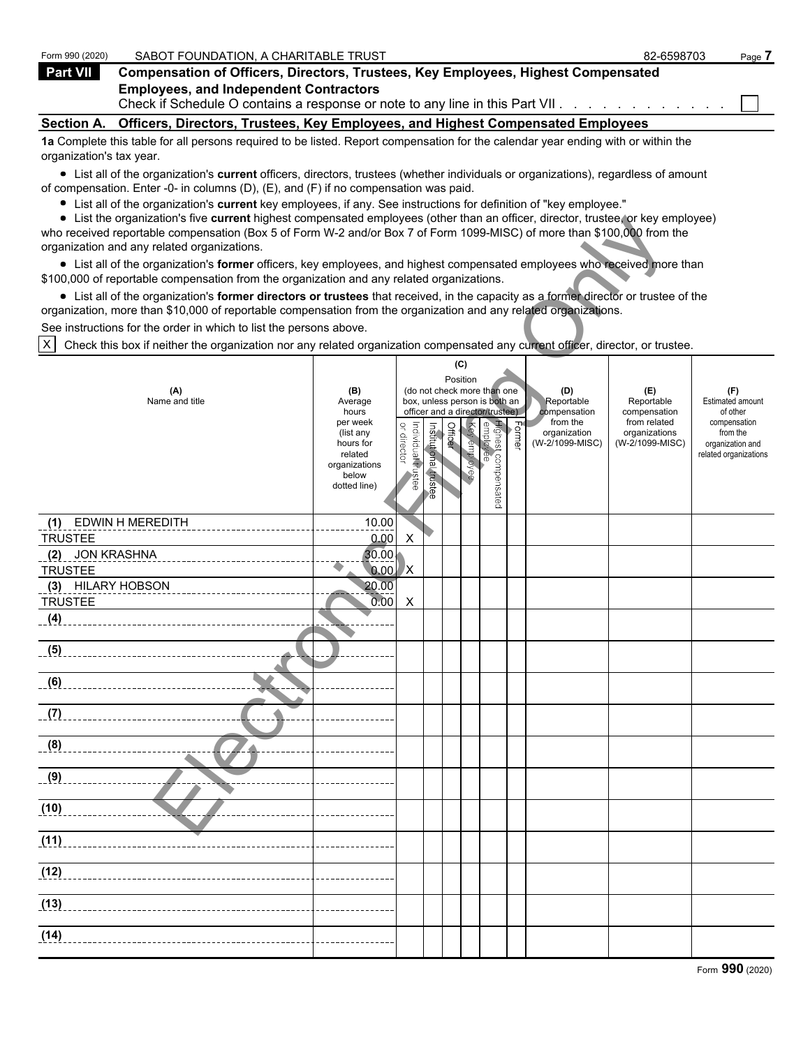Form 990 (2020) SABOT FOUNDATION, A CHARITABLE TRUST 82-6598703

## Part VII Compensation of Officers, Directors, Trustees, Key Employees, Highest Compensated Employees, and Independent Contractors

Check if Schedule O contains a response or note to any line in this Part VII . . . . . . . . . . . . ☐

### Section A. Officers, Directors, Trustees, Key Employees, and Highest Compensated Employees

**1a** Complete this table for all persons required to be listed. Report compensation for the calendar year ending with or within the organization's tax year.

- List all of the organization's **current** officers, directors, trustees (whether individuals or organizations), regardless of amount of compensation. Enter -0- in columns (D), (E), and (F) if no compensation was paid.
- List all of the organization's **current** key employees, if any. See instructions for definition of "key employee."
- List the organization's five **current** highest compensated employees (other than an officer, director, trustee, or key employee) who received reportable compensation (Box 5 of Form W-2 and/or Box 7 of Form 1099-MISC) of more than $100,000 from the organization and any related organizations.
- List all of the organization's **former** officers, key employees, and highest compensated employees who received more than $100,000 of reportable compensation from the organization and any related organizations.
- List all of the organization's **former directors or trustees** that received, in the capacity as a former director or trustee of the organization, more than $10,000 of reportable compensation from the organization and any related organizations.

See instructions for the order in which to list the persons above.

☒ Check this box if neither the organization nor any related organization compensated any current officer, director, or trustee.

| (A) Name and title | (B) Average hours per week (list any hours for related organizations below dotted line) | (C) Position (do not check more than one box, unless person is both an officer and a director/trustee): Individual trustee or director | Institutional trustee | Officer | Key employee | Highest compensated employee | Former | (D) Reportable compensation from the organization (W-2/1099-MISC) | (E) Reportable compensation from related organizations (W-2/1099-MISC) | (F) Estimated amount of other compensation from the organization and related organizations |
|---|---|---|---|---|---|---|---|---|---|---|
| (1) EDWIN H MEREDITH<br>TRUSTEE | 10.00<br>0.00 | X | | | | | | | | |
| (2) JON KRASHNA<br>TRUSTEE | 30.00<br>0.00 | X | | | | | | | | |
| (3) HILARY HOBSON<br>TRUSTEE | 20.00<br>0.00 | X | | | | | | | | |
| (4) | | | | | | | | | | |
| (5) | | | | | | | | | | |
| (6) | | | | | | | | | | |
| (7) | | | | | | | | | | |
| (8) | | | | | | | | | | |
| (9) | | | | | | | | | | |
| (10) | | | | | | | | | | |
| (11) | | | | | | | | | | |
| (12) | | | | | | | | | | |
| (13) | | | | | | | | | | |
| (14) | | | | | | | | | | |

Form **990** (2020)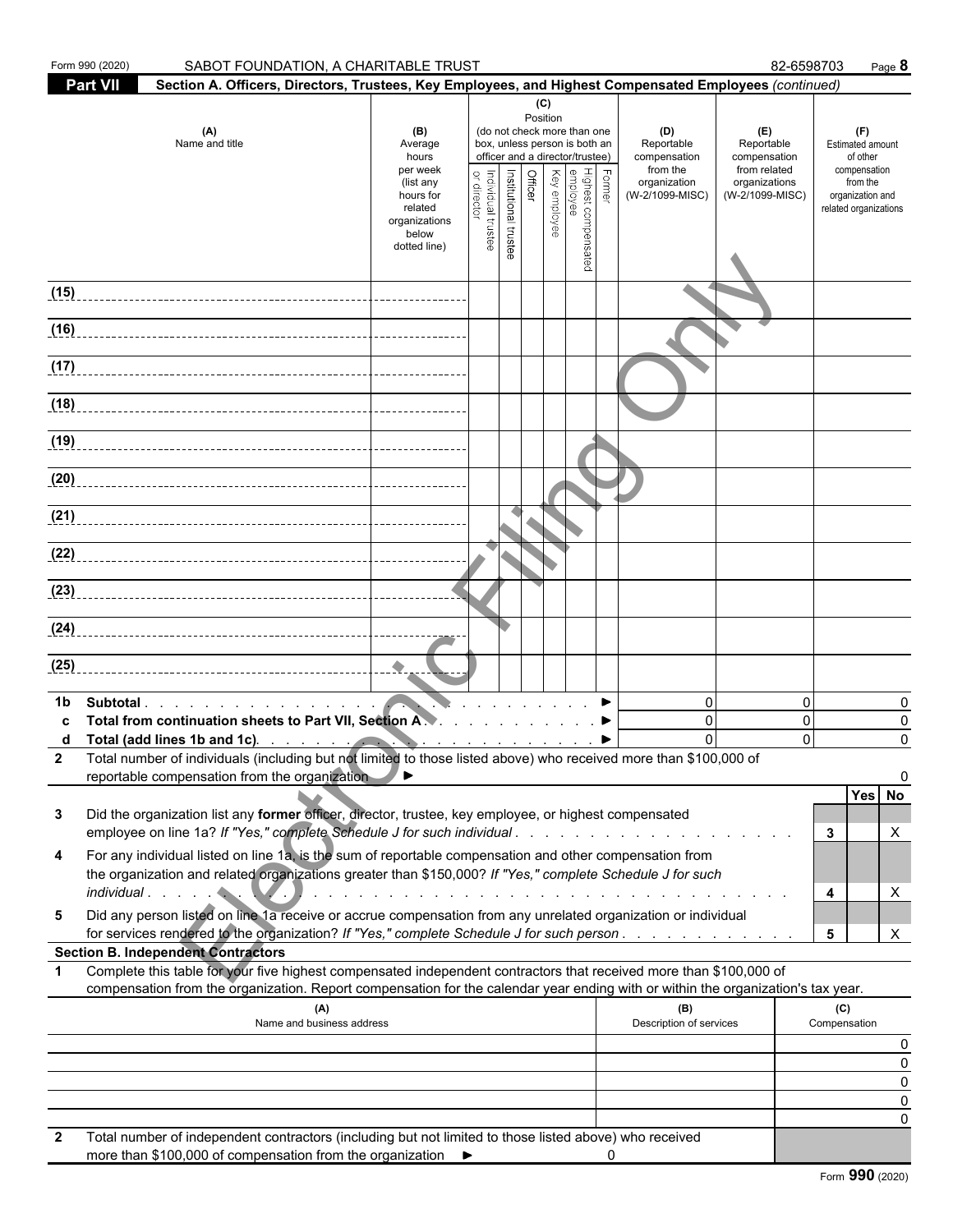Form 990 (2020) SABOT FOUNDATION, A CHARITABLE TRUST 82-6598703

## Part VII Section A. Officers, Directors, Trustees, Key Employees, and Highest Compensated Employees *(continued)*

| (A) Name and title | (B) Average hours per week (list any hours for related organizations below dotted line) | (C) Position (do not check more than one box, unless person is both an officer and a director/trustee) Individual trustee or director | Institutional trustee | Officer | Key employee | Highest compensated employee | Former | (D) Reportable compensation from the organization (W-2/1099-MISC) | (E) Reportable compensation from related organizations (W-2/1099-MISC) | (F) Estimated amount of other compensation from the organization and related organizations |
|---|---|---|---|---|---|---|---|---|---|---|
| (15) | | | | | | | | | | |
| (16) | | | | | | | | | | |
| (17) | | | | | | | | | | |
| (18) | | | | | | | | | | |
| (19) | | | | | | | | | | |
| (20) | | | | | | | | | | |
| (21) | | | | | | | | | | |
| (22) | | | | | | | | | | |
| (23) | | | | | | | | | | |
| (24) | | | | | | | | | | |
| (25) | | | | | | | | | | |
| **1b Subtotal** | | | | | | | | 0 | 0 | 0 |
| **c Total from continuation sheets to Part VII, Section A** | | | | | | | | 0 | 0 | 0 |
| **d Total (add lines 1b and 1c)** | | | | | | | | 0 | 0 | 0 |

**2** Total number of individuals (including but not limited to those listed above) who received more than $100,000 of reportable compensation from the organization ► 0

| | | Yes | No |
|---|---|---|---|
| **3** Did the organization list any **former** officer, director, trustee, key employee, or highest compensated employee on line 1a? *If "Yes," complete Schedule J for such individual* | 3 | | X |
| **4** For any individual listed on line 1a, is the sum of reportable compensation and other compensation from the organization and related organizations greater than $150,000? *If "Yes," complete Schedule J for such individual* | 4 | | X |
| **5** Did any person listed on line 1a receive or accrue compensation from any unrelated organization or individual for services rendered to the organization? *If "Yes," complete Schedule J for such person* | 5 | | X |

### Section B. Independent Contractors

**1** Complete this table for your five highest compensated independent contractors that received more than $100,000 of compensation from the organization. Report compensation for the calendar year ending with or within the organization's tax year.

| (A) Name and business address | (B) Description of services | (C) Compensation |
|---|---|---|
| | | 0 |
| | | 0 |
| | | 0 |
| | | 0 |
| | | 0 |

**2** Total number of independent contractors (including but not limited to those listed above) who received more than $100,000 of compensation from the organization ► 0

Form **990** (2020)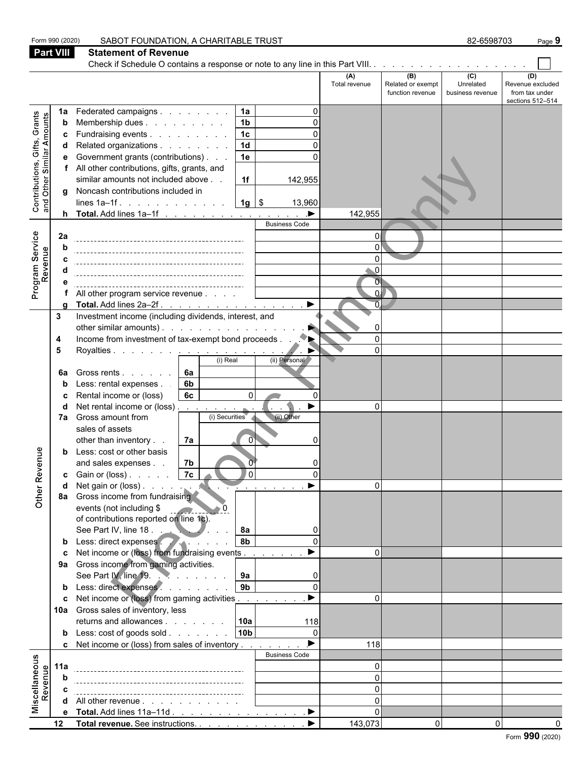Form 990 (2020) SABOT FOUNDATION, A CHARITABLE TRUST 82-6598703

## Part VIII Statement of Revenue

Check if Schedule O contains a response or note to any line in this Part VIII. . . . . . . . . . . . . . . . . . . ☐

| | | | | (A) Total revenue | (B) Related or exempt function revenue | (C) Unrelated business revenue | (D) Revenue excluded from tax under sections 512–514 |
|---|---|---|---|---|---|---|---|
| **Contributions, Gifts, Grants and Other Similar Amounts** | 1a | Federated campaigns . . . . . . . . 1a | 0 | | | | |
| | b | Membership dues . . . . . . . . . 1b | 0 | | | | |
| | c | Fundraising events . . . . . . . . . 1c | 0 | | | | |
| | d | Related organizations . . . . . . . . 1d | 0 | | | | |
| | e | Government grants (contributions) . . . 1e | 0 | | | | |
| | f | All other contributions, gifts, grants, and similar amounts not included above . . 1f | 142,955 | | | | |
| | g | Noncash contributions included in lines 1a–1f . . . . . . . . . . . . 1g | $ 13,960 | | | | |
| | h | **Total.** Add lines 1a–1f . . . . . . . . . . . . . . . . ▶ | | 142,955 | | | |
| **Program Service Revenue** | | | Business Code | | | | |
| | 2a | | | 0 | | | |
| | b | | | 0 | | | |
| | c | | | 0 | | | |
| | d | | | 0 | | | |
| | e | | | 0 | | | |
| | f | All other program service revenue . . . . | | 0 | | | |
| | g | **Total.** Add lines 2a–2f . . . . . . . . . . . . . . . . ▶ | | 0 | | | |
| **Other Revenue** | 3 | Investment income (including dividends, interest, and other similar amounts) . . . . . . . . . . . . . . . ▶ | | 0 | | | |
| | 4 | Income from investment of tax-exempt bond proceeds . . . ▶ | | 0 | | | |
| | 5 | Royalties . . . . . . . . . . . . . . . . . . . . . ▶ | | 0 | | | |
| | | | (i) Real / (ii) Personal | | | | |
| | 6a | Gross rents . . . . . . 6a | | | | | |
| | b | Less: rental expenses . . 6b | | | | | |
| | c | Rental income or (loss) 6c | (i) 0 / (ii) 0 | | | | |
| | d | Net rental income or (loss) . . . . . . . . . . . . . . ▶ | | 0 | | | |
| | | | (i) Securities / (ii) Other | | | | |
| | 7a | Gross amount from sales of assets other than inventory . . 7a | (i) 0 / (ii) 0 | | | | |
| | b | Less: cost or other basis and sales expenses . . 7b | (i) 0 / (ii) 0 | | | | |
| | c | Gain or (loss) . . . . . 7c | (i) 0 / (ii) 0 | | | | |
| | d | Net gain or (loss) . . . . . . . . . . . . . . . . . ▶ | | 0 | | | |
| | 8a | Gross income from fundraising events (not including $ 0 of contributions reported on line 1c). See Part IV, line 18 . . . . . . . . . 8a | 0 | | | | |
| | b | Less: direct expenses . . . . . . . 8b | 0 | | | | |
| | c | Net income or (loss) from fundraising events . . . . . . . ▶ | | 0 | | | |
| | 9a | Gross income from gaming activities. See Part IV, line 19. . . . . . . . . 9a | 0 | | | | |
| | b | Less: direct expenses . . . . . . . . 9b | 0 | | | | |
| | c | Net income or (loss) from gaming activities . . . . . . . . ▶ | | 0 | | | |
| | 10a | Gross sales of inventory, less returns and allowances . . . . . . . 10a | 118 | | | | |
| | b | Less: cost of goods sold . . . . . . . 10b | 0 | | | | |
| | c | Net income or (loss) from sales of inventory . . . . . . . . ▶ | | 118 | | | |
| **Miscellaneous Revenue** | | | Business Code | | | | |
| | 11a | | | 0 | | | |
| | b | | | 0 | | | |
| | c | | | 0 | | | |
| | d | All other revenue . . . . . . . . . . . | | 0 | | | |
| | e | **Total.** Add lines 11a–11d . . . . . . . . . . . . . . . ▶ | | 0 | | | |
| | 12 | **Total revenue.** See instructions. . . . . . . . . . . . . . ▶ | | 143,073 | 0 | 0 | 0 |

Form **990** (2020)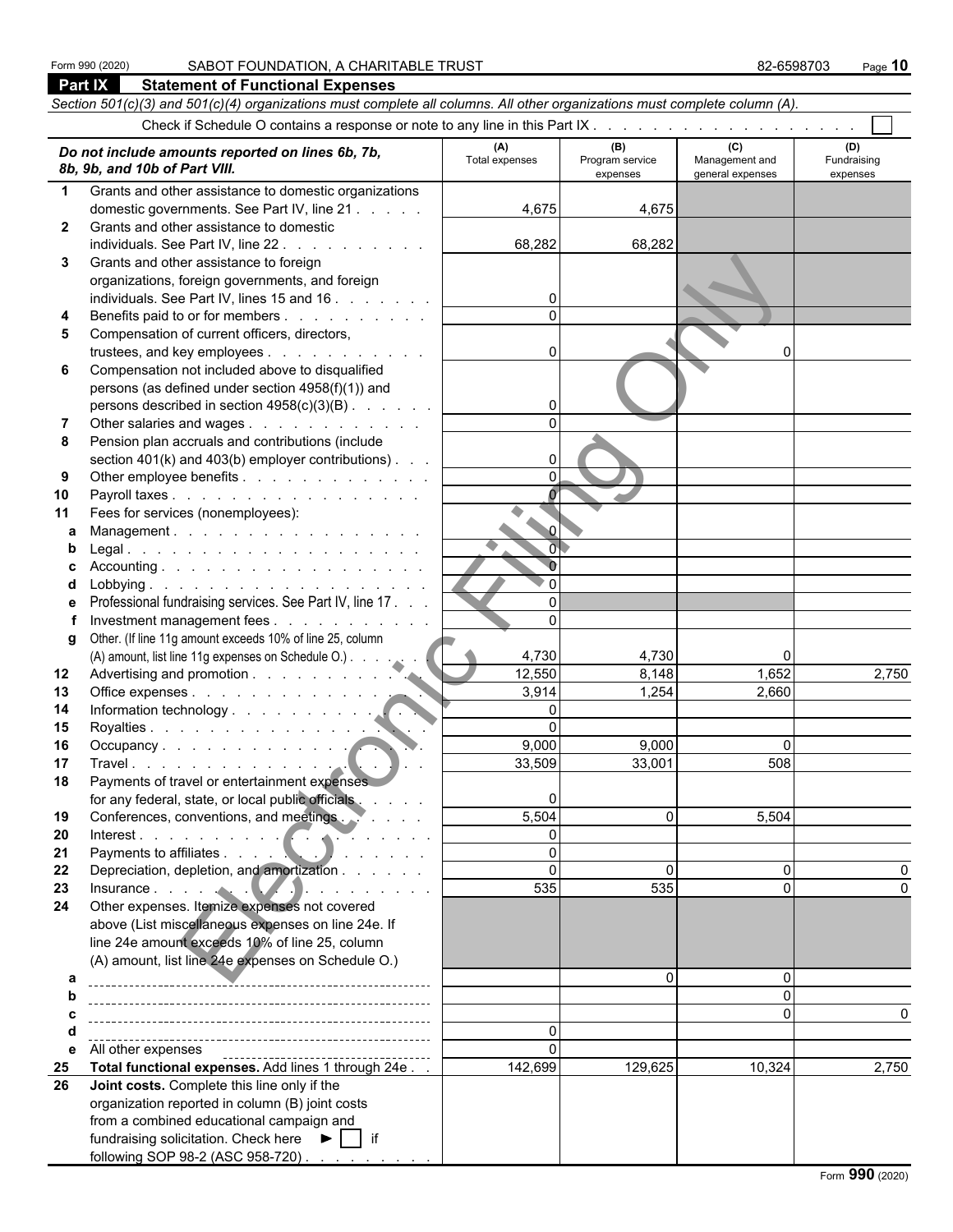Form 990 (2020) SABOT FOUNDATION, A CHARITABLE TRUST 82-6598703

## Part IX Statement of Functional Expenses

*Section 501(c)(3) and 501(c)(4) organizations must complete all columns. All other organizations must complete column (A).*

Check if Schedule O contains a response or note to any line in this Part IX . . . . . . . . . . . . . . . . . . . ☐

| | *Do not include amounts reported on lines 6b, 7b, 8b, 9b, and 10b of Part VIII.* | (A) Total expenses | (B) Program service expenses | (C) Management and general expenses | (D) Fundraising expenses |
|---|---|---|---|---|---|
| 1 | Grants and other assistance to domestic organizations domestic governments. See Part IV, line 21 | 4,675 | 4,675 | | |
| 2 | Grants and other assistance to domestic individuals. See Part IV, line 22 | 68,282 | 68,282 | | |
| 3 | Grants and other assistance to foreign organizations, foreign governments, and foreign individuals. See Part IV, lines 15 and 16 | 0 | | | |
| 4 | Benefits paid to or for members | 0 | | | |
| 5 | Compensation of current officers, directors, trustees, and key employees | 0 | | 0 | |
| 6 | Compensation not included above to disqualified persons (as defined under section 4958(f)(1)) and persons described in section 4958(c)(3)(B) | 0 | | | |
| 7 | Other salaries and wages | 0 | | | |
| 8 | Pension plan accruals and contributions (include section 401(k) and 403(b) employer contributions) | 0 | | | |
| 9 | Other employee benefits | 0 | | | |
| 10 | Payroll taxes | 0 | | | |
| 11 | Fees for services (nonemployees): | | | | |
| a | Management | 0 | | | |
| b | Legal | 0 | | | |
| c | Accounting | 0 | | | |
| d | Lobbying | 0 | | | |
| e | Professional fundraising services. See Part IV, line 17 | 0 | | | |
| f | Investment management fees | 0 | | | |
| g | Other. (If line 11g amount exceeds 10% of line 25, column (A) amount, list line 11g expenses on Schedule O.) | 4,730 | 4,730 | 0 | |
| 12 | Advertising and promotion | 12,550 | 8,148 | 1,652 | 2,750 |
| 13 | Office expenses | 3,914 | 1,254 | 2,660 | |
| 14 | Information technology | 0 | | | |
| 15 | Royalties | 0 | | | |
| 16 | Occupancy | 9,000 | 9,000 | 0 | |
| 17 | Travel | 33,509 | 33,001 | 508 | |
| 18 | Payments of travel or entertainment expenses for any federal, state, or local public officials | 0 | | | |
| 19 | Conferences, conventions, and meetings | 5,504 | 0 | 5,504 | |
| 20 | Interest | 0 | | | |
| 21 | Payments to affiliates | 0 | | | |
| 22 | Depreciation, depletion, and amortization | 0 | 0 | 0 | 0 |
| 23 | Insurance | 535 | 535 | 0 | 0 |
| 24 | Other expenses. Itemize expenses not covered above (List miscellaneous expenses on line 24e. If line 24e amount exceeds 10% of line 25, column (A) amount, list line 24e expenses on Schedule O.) | | | | |
| a | | | 0 | 0 | |
| b | | | | 0 | |
| c | | | | 0 | 0 |
| d | | 0 | | | |
| e | All other expenses | 0 | | | |
| 25 | **Total functional expenses.** Add lines 1 through 24e | 142,699 | 129,625 | 10,324 | 2,750 |
| 26 | **Joint costs.** Complete this line only if the organization reported in column (B) joint costs from a combined educational campaign and fundraising solicitation. Check here ► ☐ if following SOP 98-2 (ASC 958-720) | | | | |

Form **990** (2020)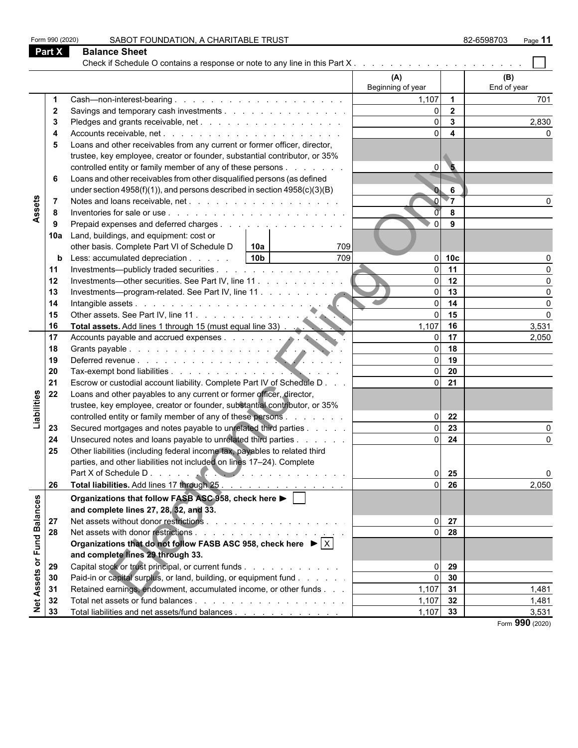Form 990 (2020) SABOT FOUNDATION, A CHARITABLE TRUST 82-6598703 Page **11**

## Part X Balance Sheet

Check if Schedule O contains a response or note to any line in this Part X . . . . . . . . . . . . . . . . . . . . . ☐

| | | | | (A) Beginning of year | | (B) End of year |
|---|---|---|---|---|---|---|
| **Assets** | 1 | Cash—non-interest-bearing | | 1,107 | 1 | 701 |
| | 2 | Savings and temporary cash investments | | 0 | 2 | |
| | 3 | Pledges and grants receivable, net | | 0 | 3 | 2,830 |
| | 4 | Accounts receivable, net | | 0 | 4 | 0 |
| | 5 | Loans and other receivables from any current or former officer, director, trustee, key employee, creator or founder, substantial contributor, or 35% controlled entity or family member of any of these persons | | 0 | 5 | |
| | 6 | Loans and other receivables from other disqualified persons (as defined under section 4958(f)(1)), and persons described in section 4958(c)(3)(B) | | 0 | 6 | |
| | 7 | Notes and loans receivable, net | | 0 | 7 | 0 |
| | 8 | Inventories for sale or use | | 0 | 8 | |
| | 9 | Prepaid expenses and deferred charges | | 0 | 9 | |
| | 10a | Land, buildings, and equipment: cost or other basis. Complete Part VI of Schedule D | 10a 709 | | | |
| | b | Less: accumulated depreciation | 10b 709 | 0 | 10c | 0 |
| | 11 | Investments—publicly traded securities | | 0 | 11 | 0 |
| | 12 | Investments—other securities. See Part IV, line 11 | | 0 | 12 | 0 |
| | 13 | Investments—program-related. See Part IV, line 11 | | 0 | 13 | 0 |
| | 14 | Intangible assets | | 0 | 14 | 0 |
| | 15 | Other assets. See Part IV, line 11 | | 0 | 15 | 0 |
| | 16 | **Total assets.** Add lines 1 through 15 (must equal line 33) | | 1,107 | 16 | 3,531 |
| **Liabilities** | 17 | Accounts payable and accrued expenses | | 0 | 17 | 2,050 |
| | 18 | Grants payable | | 0 | 18 | |
| | 19 | Deferred revenue | | 0 | 19 | |
| | 20 | Tax-exempt bond liabilities | | 0 | 20 | |
| | 21 | Escrow or custodial account liability. Complete Part IV of Schedule D | | 0 | 21 | |
| | 22 | Loans and other payables to any current or former officer, director, trustee, key employee, creator or founder, substantial contributor, or 35% controlled entity or family member of any of these persons | | 0 | 22 | |
| | 23 | Secured mortgages and notes payable to unrelated third parties | | 0 | 23 | 0 |
| | 24 | Unsecured notes and loans payable to unrelated third parties | | 0 | 24 | 0 |
| | 25 | Other liabilities (including federal income tax, payables to related third parties, and other liabilities not included on lines 17–24). Complete Part X of Schedule D | | 0 | 25 | 0 |
| | 26 | **Total liabilities.** Add lines 17 through 25 | | 0 | 26 | 2,050 |
| **Net Assets or Fund Balances** | | **Organizations that follow FASB ASC 958, check here ▶ ☐ and complete lines 27, 28, 32, and 33.** | | | | |
| | 27 | Net assets without donor restrictions | | 0 | 27 | |
| | 28 | Net assets with donor restrictions | | 0 | 28 | |
| | | **Organizations that do not follow FASB ASC 958, check here ▶ ☒ and complete lines 29 through 33.** | | | | |
| | 29 | Capital stock or trust principal, or current funds | | 0 | 29 | |
| | 30 | Paid-in or capital surplus, or land, building, or equipment fund | | 0 | 30 | |
| | 31 | Retained earnings, endowment, accumulated income, or other funds | | 1,107 | 31 | 1,481 |
| | 32 | Total net assets or fund balances | | 1,107 | 32 | 1,481 |
| | 33 | Total liabilities and net assets/fund balances | | 1,107 | 33 | 3,531 |

Form **990** (2020)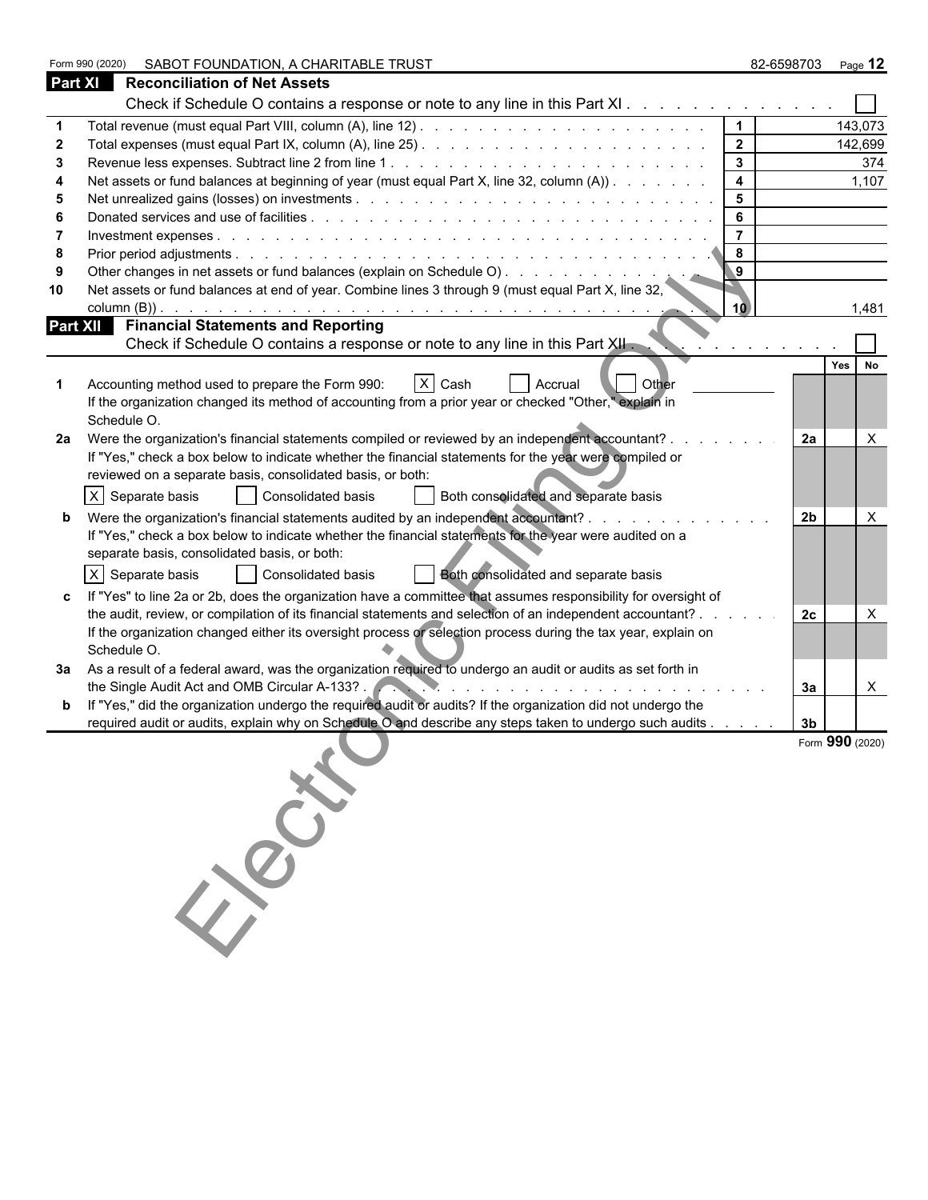Form 990 (2020) SABOT FOUNDATION, A CHARITABLE TRUST 82-6598703

## Part XI Reconciliation of Net Assets

Check if Schedule O contains a response or note to any line in this Part XI . . . . . . . . . . . . . ☐

| | | | |
|---|---|---|---|
| 1 | Total revenue (must equal Part VIII, column (A), line 12) | 1 | 143,073 |
| 2 | Total expenses (must equal Part IX, column (A), line 25) | 2 | 142,699 |
| 3 | Revenue less expenses. Subtract line 2 from line 1 | 3 | 374 |
| 4 | Net assets or fund balances at beginning of year (must equal Part X, line 32, column (A)) | 4 | 1,107 |
| 5 | Net unrealized gains (losses) on investments | 5 | |
| 6 | Donated services and use of facilities | 6 | |
| 7 | Investment expenses | 7 | |
| 8 | Prior period adjustments | 8 | |
| 9 | Other changes in net assets or fund balances (explain on Schedule O) | 9 | |
| 10 | Net assets or fund balances at end of year. Combine lines 3 through 9 (must equal Part X, line 32, column (B)) | 10 | 1,481 |

## Part XII Financial Statements and Reporting

Check if Schedule O contains a response or note to any line in this Part XII . . . . . . . . . . . ☐

| | | | Yes | No |
|---|---|---|---|---|
| 1 | Accounting method used to prepare the Form 990: ☒ Cash ☐ Accrual ☐ Other<br>If the organization changed its method of accounting from a prior year or checked "Other," explain in Schedule O. | | | |
| 2a | Were the organization's financial statements compiled or reviewed by an independent accountant?<br>If "Yes," check a box below to indicate whether the financial statements for the year were compiled or reviewed on a separate basis, consolidated basis, or both:<br>☒ Separate basis ☐ Consolidated basis ☐ Both consolidated and separate basis | 2a | | X |
| b | Were the organization's financial statements audited by an independent accountant?<br>If "Yes," check a box below to indicate whether the financial statements for the year were audited on a separate basis, consolidated basis, or both:<br>☒ Separate basis ☐ Consolidated basis ☐ Both consolidated and separate basis | 2b | | X |
| c | If "Yes" to line 2a or 2b, does the organization have a committee that assumes responsibility for oversight of the audit, review, or compilation of its financial statements and selection of an independent accountant?<br>If the organization changed either its oversight process or selection process during the tax year, explain on Schedule O. | 2c | | X |
| 3a | As a result of a federal award, was the organization required to undergo an audit or audits as set forth in the Single Audit Act and OMB Circular A-133? | 3a | | X |
| b | If "Yes," did the organization undergo the required audit or audits? If the organization did not undergo the required audit or audits, explain why on Schedule O and describe any steps taken to undergo such audits | 3b | | |

Form **990** (2020)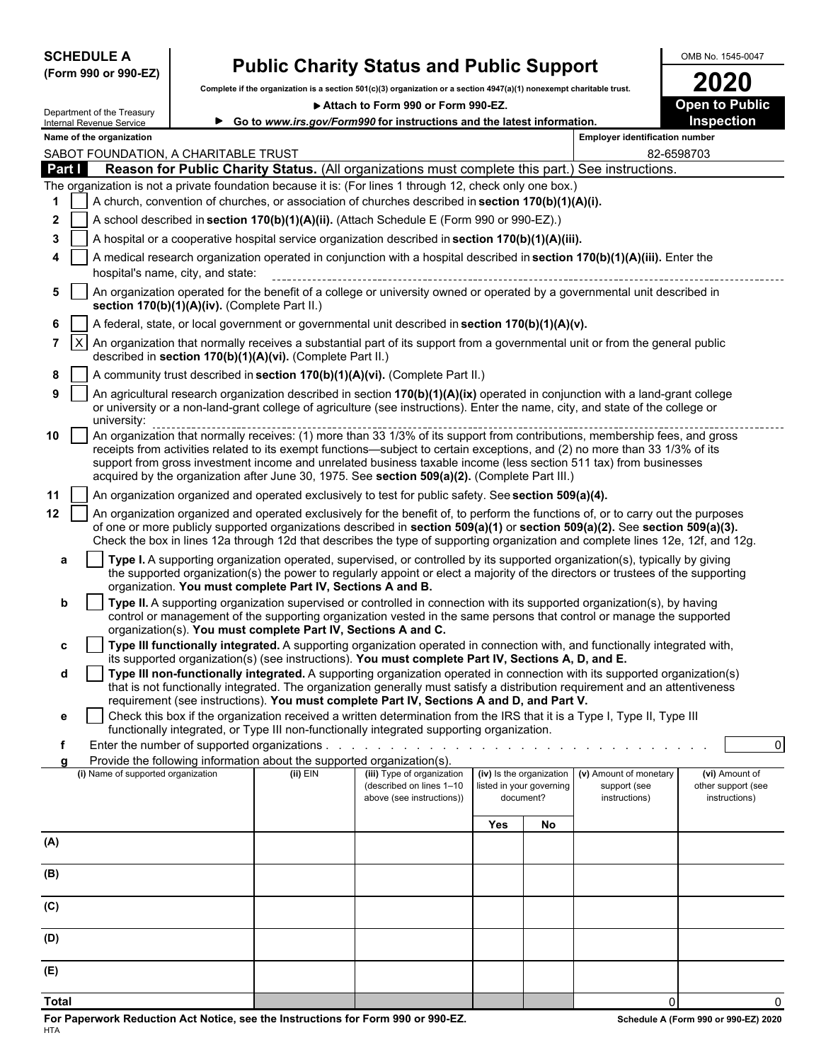**SCHEDULE A**
**(Form 990 or 990-EZ)**

Department of the Treasury
Internal Revenue Service

# Public Charity Status and Public Support

**Complete if the organization is a section 501(c)(3) organization or a section 4947(a)(1) nonexempt charitable trust.**

▶ **Attach to Form 990 or Form 990-EZ.**

▶ **Go to www.irs.gov/Form990 for instructions and the latest information.**

OMB No. 1545-0047

**2020**

**Open to Public Inspection**

**Name of the organization:** SABOT FOUNDATION, A CHARITABLE TRUST

**Employer identification number:** 82-6598703

## Part I Reason for Public Charity Status. (All organizations must complete this part.) See instructions.

The organization is not a private foundation because it is: (For lines 1 through 12, check only one box.)

1. [ ] A church, convention of churches, or association of churches described in **section 170(b)(1)(A)(i).**
2. [ ] A school described in **section 170(b)(1)(A)(ii).** (Attach Schedule E (Form 990 or 990-EZ).)
3. [ ] A hospital or a cooperative hospital service organization described in **section 170(b)(1)(A)(iii).**
4. [ ] A medical research organization operated in conjunction with a hospital described in **section 170(b)(1)(A)(iii).** Enter the hospital's name, city, and state:
5. [ ] An organization operated for the benefit of a college or university owned or operated by a governmental unit described in **section 170(b)(1)(A)(iv).** (Complete Part II.)
6. [ ] A federal, state, or local government or governmental unit described in **section 170(b)(1)(A)(v).**
7. [X] An organization that normally receives a substantial part of its support from a governmental unit or from the general public described in **section 170(b)(1)(A)(vi).** (Complete Part II.)
8. [ ] A community trust described in **section 170(b)(1)(A)(vi).** (Complete Part II.)
9. [ ] An agricultural research organization described in section **170(b)(1)(A)(ix)** operated in conjunction with a land-grant college or university or a non-land-grant college of agriculture (see instructions). Enter the name, city, and state of the college or university:
10. [ ] An organization that normally receives: (1) more than 33 1/3% of its support from contributions, membership fees, and gross receipts from activities related to its exempt functions—subject to certain exceptions, and (2) no more than 33 1/3% of its support from gross investment income and unrelated business taxable income (less section 511 tax) from businesses acquired by the organization after June 30, 1975. See **section 509(a)(2).** (Complete Part III.)
11. [ ] An organization organized and operated exclusively to test for public safety. See **section 509(a)(4).**
12. [ ] An organization organized and operated exclusively for the benefit of, to perform the functions of, or to carry out the purposes of one or more publicly supported organizations described in **section 509(a)(1)** or **section 509(a)(2).** See **section 509(a)(3).** Check the box in lines 12a through 12d that describes the type of supporting organization and complete lines 12e, 12f, and 12g.
   - **a** [ ] **Type I.** A supporting organization operated, supervised, or controlled by its supported organization(s), typically by giving the supported organization(s) the power to regularly appoint or elect a majority of the directors or trustees of the supporting organization. **You must complete Part IV, Sections A and B.**
   - **b** [ ] **Type II.** A supporting organization supervised or controlled in connection with its supported organization(s), by having control or management of the supporting organization vested in the same persons that control or manage the supported organization(s). **You must complete Part IV, Sections A and C.**
   - **c** [ ] **Type III functionally integrated.** A supporting organization operated in connection with, and functionally integrated with, its supported organization(s) (see instructions). **You must complete Part IV, Sections A, D, and E.**
   - **d** [ ] **Type III non-functionally integrated.** A supporting organization operated in connection with its supported organization(s) that is not functionally integrated. The organization generally must satisfy a distribution requirement and an attentiveness requirement (see instructions). **You must complete Part IV, Sections A and D, and Part V.**
   - **e** [ ] Check this box if the organization received a written determination from the IRS that it is a Type I, Type II, Type III functionally integrated, or Type III non-functionally integrated supporting organization.
   - **f** Enter the number of supported organizations . . . . . 0
   - **g** Provide the following information about the supported organization(s).

| | (i) Name of supported organization | (ii) EIN | (iii) Type of organization (described on lines 1–10 above (see instructions)) | (iv) Is the organization listed in your governing document? Yes | No | (v) Amount of monetary support (see instructions) | (vi) Amount of other support (see instructions) |
|---|---|---|---|---|---|---|---|
| (A) | | | | | | | |
| (B) | | | | | | | |
| (C) | | | | | | | |
| (D) | | | | | | | |
| (E) | | | | | | | |
| **Total** | | | | | | 0 | 0 |

**For Paperwork Reduction Act Notice, see the Instructions for Form 990 or 990-EZ.**
HTA
**Schedule A (Form 990 or 990-EZ) 2020**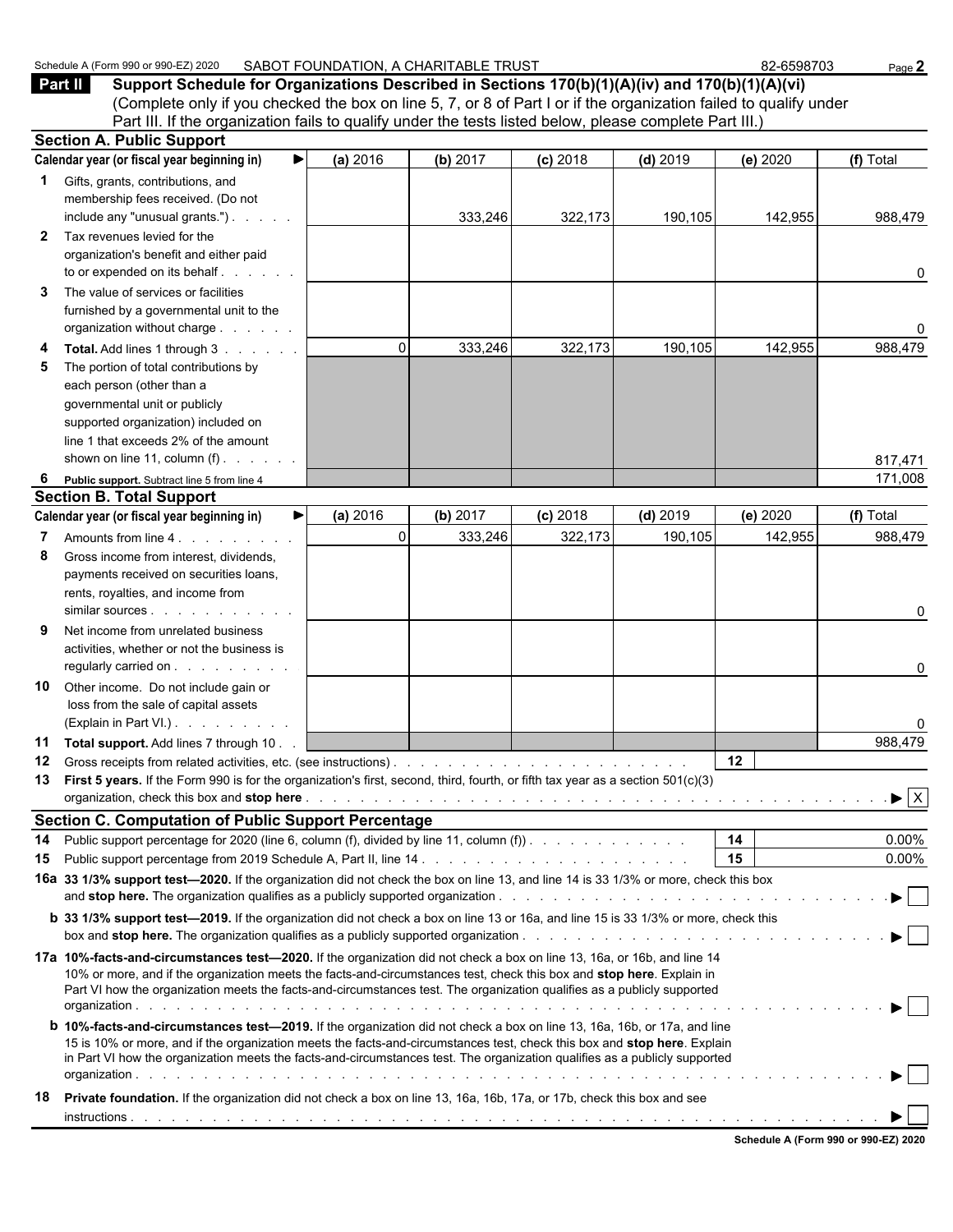Schedule A (Form 990 or 990-EZ) 2020 SABOT FOUNDATION, A CHARITABLE TRUST 82-6598703

## Part II Support Schedule for Organizations Described in Sections 170(b)(1)(A)(iv) and 170(b)(1)(A)(vi)

(Complete only if you checked the box on line 5, 7, or 8 of Part I or if the organization failed to qualify under Part III. If the organization fails to qualify under the tests listed below, please complete Part III.)

### Section A. Public Support

| Calendar year (or fiscal year beginning in) ▶ | (a) 2016 | (b) 2017 | (c) 2018 | (d) 2019 | (e) 2020 | (f) Total |
|---|---|---|---|---|---|---|
| **1** Gifts, grants, contributions, and membership fees received. (Do not include any "unusual grants.") | | 333,246 | 322,173 | 190,105 | 142,955 | 988,479 |
| **2** Tax revenues levied for the organization's benefit and either paid to or expended on its behalf | | | | | | 0 |
| **3** The value of services or facilities furnished by a governmental unit to the organization without charge | | | | | | 0 |
| **4** **Total.** Add lines 1 through 3 | 0 | 333,246 | 322,173 | 190,105 | 142,955 | 988,479 |
| **5** The portion of total contributions by each person (other than a governmental unit or publicly supported organization) included on line 1 that exceeds 2% of the amount shown on line 11, column (f) | | | | | | 817,471 |
| **6** **Public support.** Subtract line 5 from line 4 | | | | | | 171,008 |

### Section B. Total Support

| Calendar year (or fiscal year beginning in) ▶ | (a) 2016 | (b) 2017 | (c) 2018 | (d) 2019 | (e) 2020 | (f) Total |
|---|---|---|---|---|---|---|
| **7** Amounts from line 4 | 0 | 333,246 | 322,173 | 190,105 | 142,955 | 988,479 |
| **8** Gross income from interest, dividends, payments received on securities loans, rents, royalties, and income from similar sources | | | | | | 0 |
| **9** Net income from unrelated business activities, whether or not the business is regularly carried on | | | | | | 0 |
| **10** Other income. Do not include gain or loss from the sale of capital assets (Explain in Part VI.) | | | | | | 0 |
| **11** **Total support.** Add lines 7 through 10 | | | | | | 988,479 |

**12** Gross receipts from related activities, etc. (see instructions) — **12**

**13** **First 5 years.** If the Form 990 is for the organization's first, second, third, fourth, or fifth tax year as a section 501(c)(3) organization, check this box and **stop here** ▶ [X]

### Section C. Computation of Public Support Percentage

**14** Public support percentage for 2020 (line 6, column (f), divided by line 11, column (f)) — **14** — 0.00%

**15** Public support percentage from 2019 Schedule A, Part II, line 14 — **15** — 0.00%

**16a** **33 1/3% support test—2020.** If the organization did not check the box on line 13, and line 14 is 33 1/3% or more, check this box and **stop here.** The organization qualifies as a publicly supported organization ▶ [ ]

**b** **33 1/3% support test—2019.** If the organization did not check a box on line 13 or 16a, and line 15 is 33 1/3% or more, check this box and **stop here.** The organization qualifies as a publicly supported organization ▶ [ ]

**17a** **10%-facts-and-circumstances test—2020.** If the organization did not check a box on line 13, 16a, or 16b, and line 14 is 10% or more, and if the organization meets the facts-and-circumstances test, check this box and **stop here**. Explain in Part VI how the organization meets the facts-and-circumstances test. The organization qualifies as a publicly supported organization ▶ [ ]

**b** **10%-facts-and-circumstances test—2019.** If the organization did not check a box on line 13, 16a, 16b, or 17a, and line 15 is 10% or more, and if the organization meets the facts-and-circumstances test, check this box and **stop here**. Explain in Part VI how the organization meets the facts-and-circumstances test. The organization qualifies as a publicly supported organization ▶ [ ]

**18** **Private foundation.** If the organization did not check a box on line 13, 16a, 16b, 17a, or 17b, check this box and see instructions ▶ [ ]

Schedule A (Form 990 or 990-EZ) 2020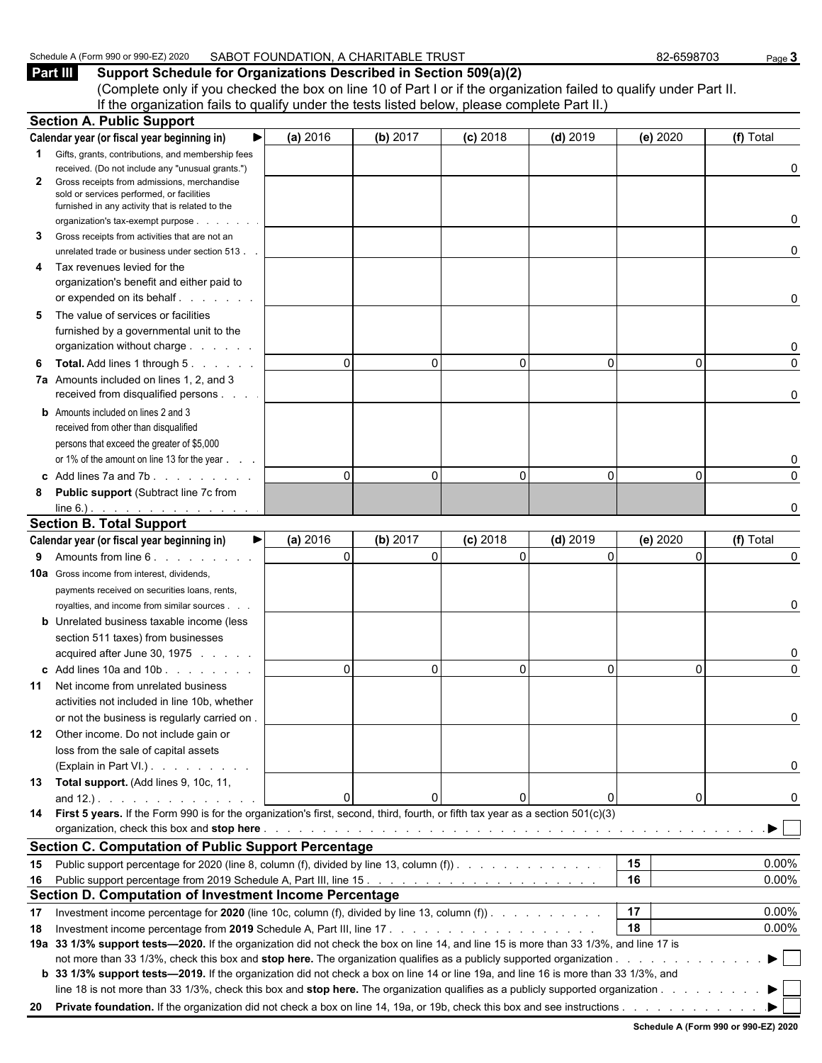Schedule A (Form 990 or 990-EZ) 2020 SABOT FOUNDATION, A CHARITABLE TRUST 82-6598703

## Part III Support Schedule for Organizations Described in Section 509(a)(2)

(Complete only if you checked the box on line 10 of Part I or if the organization failed to qualify under Part II. If the organization fails to qualify under the tests listed below, please complete Part II.)

### Section A. Public Support

| Calendar year (or fiscal year beginning in) ▶ | (a) 2016 | (b) 2017 | (c) 2018 | (d) 2019 | (e) 2020 | (f) Total |
|---|---|---|---|---|---|---|
| **1** Gifts, grants, contributions, and membership fees received. (Do not include any "unusual grants.") | | | | | | 0 |
| **2** Gross receipts from admissions, merchandise sold or services performed, or facilities furnished in any activity that is related to the organization's tax-exempt purpose | | | | | | 0 |
| **3** Gross receipts from activities that are not an unrelated trade or business under section 513 | | | | | | 0 |
| **4** Tax revenues levied for the organization's benefit and either paid to or expended on its behalf | | | | | | 0 |
| **5** The value of services or facilities furnished by a governmental unit to the organization without charge | | | | | | 0 |
| **6** **Total.** Add lines 1 through 5 | 0 | 0 | 0 | 0 | 0 | 0 |
| **7a** Amounts included on lines 1, 2, and 3 received from disqualified persons | | | | | | 0 |
| **b** Amounts included on lines 2 and 3 received from other than disqualified persons that exceed the greater of $5,000 or 1% of the amount on line 13 for the year | | | | | | 0 |
| **c** Add lines 7a and 7b | 0 | 0 | 0 | 0 | 0 | 0 |
| **8** **Public support** (Subtract line 7c from line 6.) | | | | | | 0 |

### Section B. Total Support

| Calendar year (or fiscal year beginning in) ▶ | (a) 2016 | (b) 2017 | (c) 2018 | (d) 2019 | (e) 2020 | (f) Total |
|---|---|---|---|---|---|---|
| **9** Amounts from line 6 | 0 | 0 | 0 | 0 | 0 | 0 |
| **10a** Gross income from interest, dividends, payments received on securities loans, rents, royalties, and income from similar sources | | | | | | 0 |
| **b** Unrelated business taxable income (less section 511 taxes) from businesses acquired after June 30, 1975 | | | | | | 0 |
| **c** Add lines 10a and 10b | 0 | 0 | 0 | 0 | 0 | 0 |
| **11** Net income from unrelated business activities not included in line 10b, whether or not the business is regularly carried on | | | | | | 0 |
| **12** Other income. Do not include gain or loss from the sale of capital assets (Explain in Part VI.) | | | | | | 0 |
| **13** **Total support.** (Add lines 9, 10c, 11, and 12.) | 0 | 0 | 0 | 0 | 0 | 0 |

**14** **First 5 years.** If the Form 990 is for the organization's first, second, third, fourth, or fifth tax year as a section 501(c)(3) organization, check this box and **stop here** ▶ ☐

### Section C. Computation of Public Support Percentage

| | | | |
|---|---|---|---|
| **15** | Public support percentage for 2020 (line 8, column (f), divided by line 13, column (f)) | 15 | 0.00% |
| **16** | Public support percentage from 2019 Schedule A, Part III, line 15 | 16 | 0.00% |

### Section D. Computation of Investment Income Percentage

| | | | |
|---|---|---|---|
| **17** | Investment income percentage for **2020** (line 10c, column (f), divided by line 13, column (f)) | 17 | 0.00% |
| **18** | Investment income percentage from **2019** Schedule A, Part III, line 17 | 18 | 0.00% |

**19a** **33 1/3% support tests—2020.** If the organization did not check the box on line 14, and line 15 is more than 33 1/3%, and line 17 is not more than 33 1/3%, check this box and **stop here.** The organization qualifies as a publicly supported organization ▶ ☐

**b** **33 1/3% support tests—2019.** If the organization did not check a box on line 14 or line 19a, and line 16 is more than 33 1/3%, and line 18 is not more than 33 1/3%, check this box and **stop here.** The organization qualifies as a publicly supported organization ▶ ☐

**20** **Private foundation.** If the organization did not check a box on line 14, 19a, or 19b, check this box and see instructions ▶ ☐

Schedule A (Form 990 or 990-EZ) 2020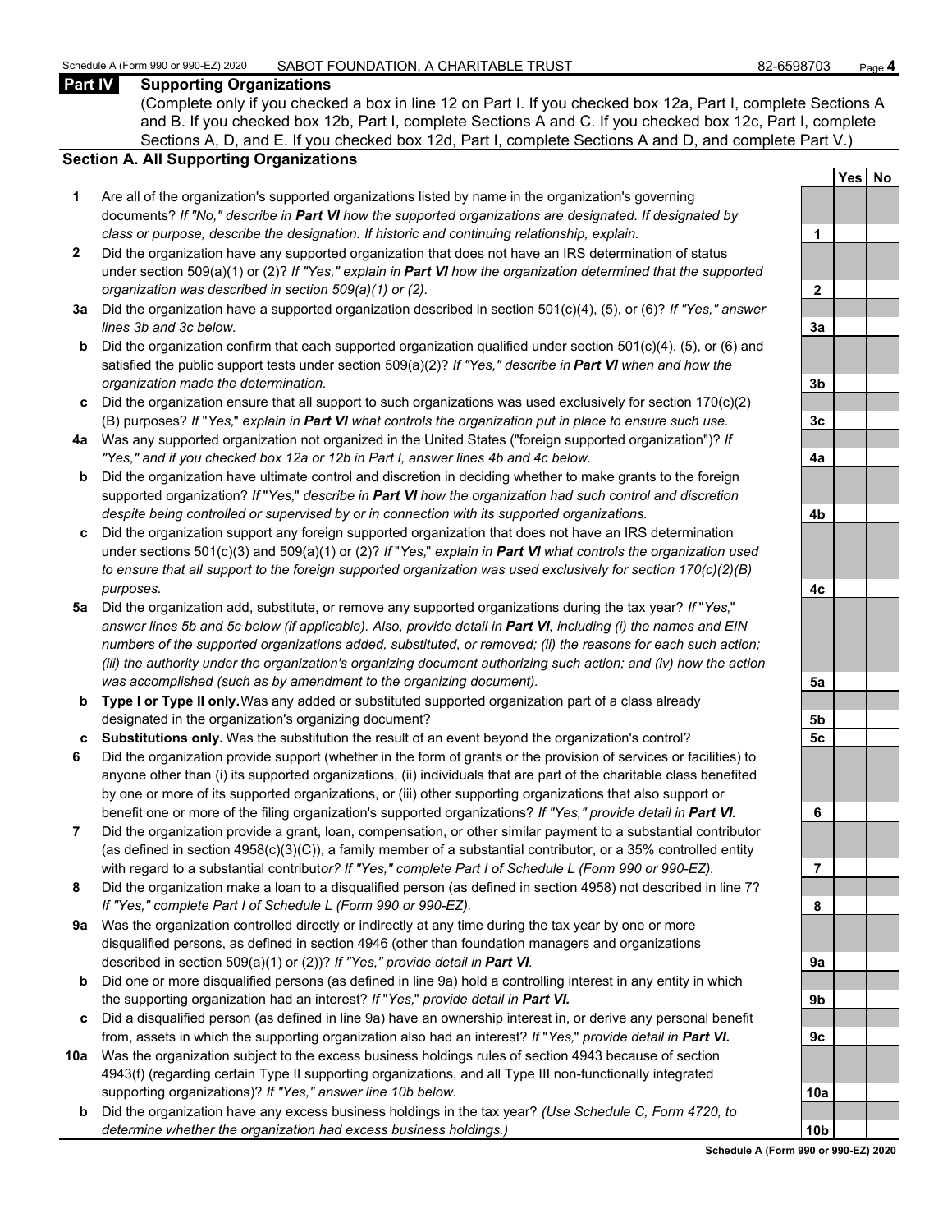## Part IV Supporting Organizations

(Complete only if you checked a box in line 12 on Part I. If you checked box 12a, Part I, complete Sections A and B. If you checked box 12b, Part I, complete Sections A and C. If you checked box 12c, Part I, complete Sections A, D, and E. If you checked box 12d, Part I, complete Sections A and D, and complete Part V.)

### Section A. All Supporting Organizations

| | | | Yes | No |
|---|---|---|---|---|
| **1** | Are all of the organization's supported organizations listed by name in the organization's governing documents? *If "No," describe in **Part VI** how the supported organizations are designated. If designated by class or purpose, describe the designation. If historic and continuing relationship, explain.* | 1 | | |
| **2** | Did the organization have any supported organization that does not have an IRS determination of status under section 509(a)(1) or (2)? *If "Yes," explain in **Part VI** how the organization determined that the supported organization was described in section 509(a)(1) or (2).* | 2 | | |
| **3a** | Did the organization have a supported organization described in section 501(c)(4), (5), or (6)? *If "Yes," answer lines 3b and 3c below.* | 3a | | |
| **b** | Did the organization confirm that each supported organization qualified under section 501(c)(4), (5), or (6) and satisfied the public support tests under section 509(a)(2)? *If "Yes," describe in **Part VI** when and how the organization made the determination.* | 3b | | |
| **c** | Did the organization ensure that all support to such organizations was used exclusively for section 170(c)(2)(B) purposes? *If "Yes," explain in **Part VI** what controls the organization put in place to ensure such use.* | 3c | | |
| **4a** | Was any supported organization not organized in the United States ("foreign supported organization")? *If "Yes," and if you checked box 12a or 12b in Part I, answer lines 4b and 4c below.* | 4a | | |
| **b** | Did the organization have ultimate control and discretion in deciding whether to make grants to the foreign supported organization? *If "Yes," describe in **Part VI** how the organization had such control and discretion despite being controlled or supervised by or in connection with its supported organizations.* | 4b | | |
| **c** | Did the organization support any foreign supported organization that does not have an IRS determination under sections 501(c)(3) and 509(a)(1) or (2)? *If "Yes," explain in **Part VI** what controls the organization used to ensure that all support to the foreign supported organization was used exclusively for section 170(c)(2)(B) purposes.* | 4c | | |
| **5a** | Did the organization add, substitute, or remove any supported organizations during the tax year? *If "Yes," answer lines 5b and 5c below (if applicable). Also, provide detail in **Part VI**, including (i) the names and EIN numbers of the supported organizations added, substituted, or removed; (ii) the reasons for each such action; (iii) the authority under the organization's organizing document authorizing such action; and (iv) how the action was accomplished (such as by amendment to the organizing document).* | 5a | | |
| **b** | **Type I or Type II only.** Was any added or substituted supported organization part of a class already designated in the organization's organizing document? | 5b | | |
| **c** | **Substitutions only.** Was the substitution the result of an event beyond the organization's control? | 5c | | |
| **6** | Did the organization provide support (whether in the form of grants or the provision of services or facilities) to anyone other than (i) its supported organizations, (ii) individuals that are part of the charitable class benefited by one or more of its supported organizations, or (iii) other supporting organizations that also support or benefit one or more of the filing organization's supported organizations? *If "Yes," provide detail in **Part VI.*** | 6 | | |
| **7** | Did the organization provide a grant, loan, compensation, or other similar payment to a substantial contributor (as defined in section 4958(c)(3)(C)), a family member of a substantial contributor, or a 35% controlled entity with regard to a substantial contributor? *If "Yes," complete Part I of Schedule L (Form 990 or 990-EZ).* | 7 | | |
| **8** | Did the organization make a loan to a disqualified person (as defined in section 4958) not described in line 7? *If "Yes," complete Part I of Schedule L (Form 990 or 990-EZ).* | 8 | | |
| **9a** | Was the organization controlled directly or indirectly at any time during the tax year by one or more disqualified persons, as defined in section 4946 (other than foundation managers and organizations described in section 509(a)(1) or (2))? *If "Yes," provide detail in **Part VI.*** | 9a | | |
| **b** | Did one or more disqualified persons (as defined in line 9a) hold a controlling interest in any entity in which the supporting organization had an interest? *If "Yes," provide detail in **Part VI.*** | 9b | | |
| **c** | Did a disqualified person (as defined in line 9a) have an ownership interest in, or derive any personal benefit from, assets in which the supporting organization also had an interest? *If "Yes," provide detail in **Part VI.*** | 9c | | |
| **10a** | Was the organization subject to the excess business holdings rules of section 4943 because of section 4943(f) (regarding certain Type II supporting organizations, and all Type III non-functionally integrated supporting organizations)? *If "Yes," answer line 10b below.* | 10a | | |
| **b** | Did the organization have any excess business holdings in the tax year? *(Use Schedule C, Form 4720, to determine whether the organization had excess business holdings.)* | 10b | | |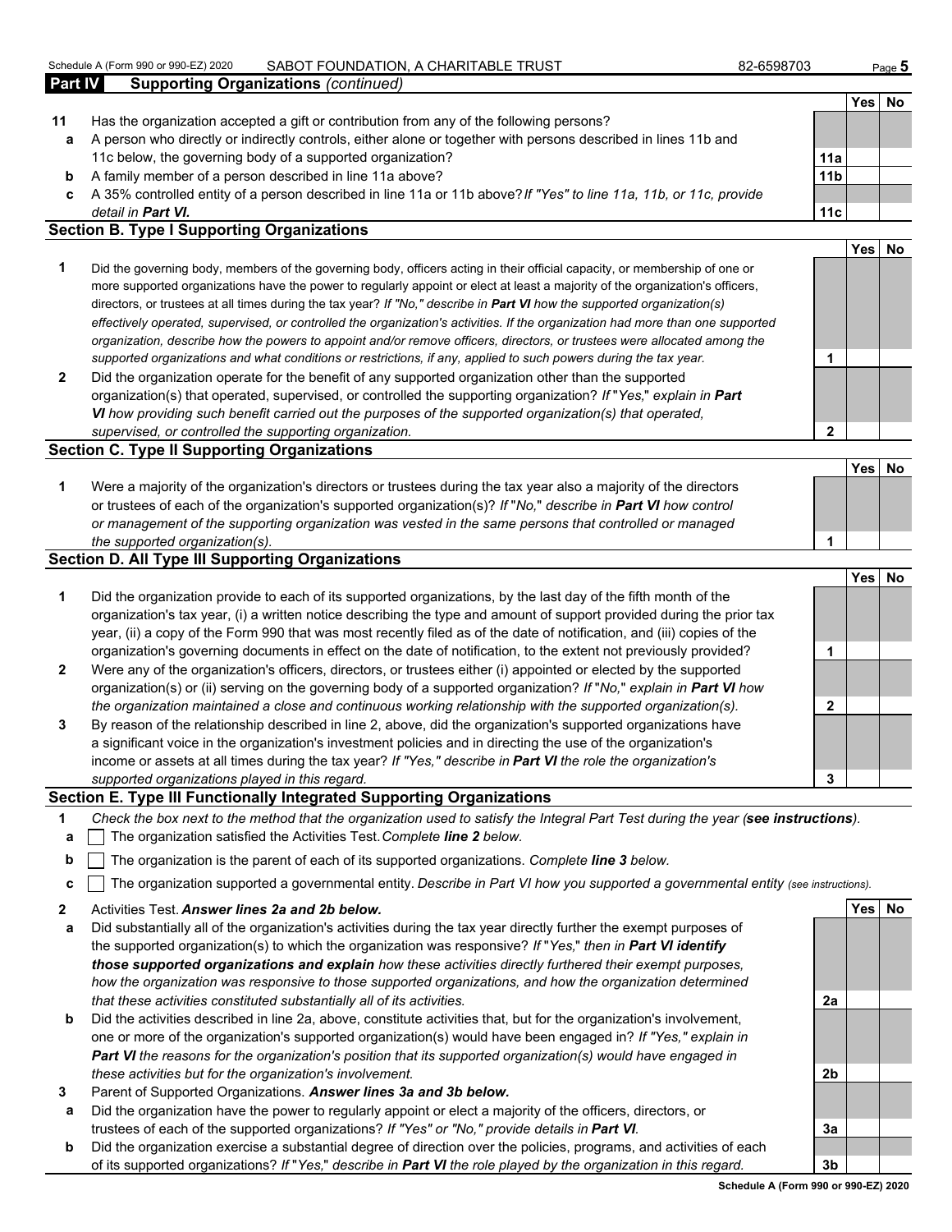Schedule A (Form 990 or 990-EZ) 2020 SABOT FOUNDATION, A CHARITABLE TRUST 82-6598703

**Part IV Supporting Organizations** *(continued)*

| | | | Yes | No |
|---|---|---|---|---|
| **11** | Has the organization accepted a gift or contribution from any of the following persons? | | | |
| **a** | A person who directly or indirectly controls, either alone or together with persons described in lines 11b and 11c below, the governing body of a supported organization? | **11a** | | |
| **b** | A family member of a person described in line 11a above? | **11b** | | |
| **c** | A 35% controlled entity of a person described in line 11a or 11b above? *If "Yes" to line 11a, 11b, or 11c, provide detail in **Part VI.*** | **11c** | | |

### Section B. Type I Supporting Organizations

| | | | Yes | No |
|---|---|---|---|---|
| **1** | Did the governing body, members of the governing body, officers acting in their official capacity, or membership of one or more supported organizations have the power to regularly appoint or elect at least a majority of the organization's officers, directors, or trustees at all times during the tax year? *If "No," describe in **Part VI** how the supported organization(s) effectively operated, supervised, or controlled the organization's activities. If the organization had more than one supported organization, describe how the powers to appoint and/or remove officers, directors, or trustees were allocated among the supported organizations and what conditions or restrictions, if any, applied to such powers during the tax year.* | **1** | | |
| **2** | Did the organization operate for the benefit of any supported organization other than the supported organization(s) that operated, supervised, or controlled the supporting organization? *If "Yes," explain in **Part VI** how providing such benefit carried out the purposes of the supported organization(s) that operated, supervised, or controlled the supporting organization.* | **2** | | |

### Section C. Type II Supporting Organizations

| | | | Yes | No |
|---|---|---|---|---|
| **1** | Were a majority of the organization's directors or trustees during the tax year also a majority of the directors or trustees of each of the organization's supported organization(s)? *If "No," describe in **Part VI** how control or management of the supporting organization was vested in the same persons that controlled or managed the supported organization(s).* | **1** | | |

### Section D. All Type III Supporting Organizations

| | | | Yes | No |
|---|---|---|---|---|
| **1** | Did the organization provide to each of its supported organizations, by the last day of the fifth month of the organization's tax year, (i) a written notice describing the type and amount of support provided during the prior tax year, (ii) a copy of the Form 990 that was most recently filed as of the date of notification, and (iii) copies of the organization's governing documents in effect on the date of notification, to the extent not previously provided? | **1** | | |
| **2** | Were any of the organization's officers, directors, or trustees either (i) appointed or elected by the supported organization(s) or (ii) serving on the governing body of a supported organization? *If "No," explain in **Part VI** how the organization maintained a close and continuous working relationship with the supported organization(s).* | **2** | | |
| **3** | By reason of the relationship described in line 2, above, did the organization's supported organizations have a significant voice in the organization's investment policies and in directing the use of the organization's income or assets at all times during the tax year? *If "Yes," describe in **Part VI** the role the organization's supported organizations played in this regard.* | **3** | | |

### Section E. Type III Functionally Integrated Supporting Organizations

**1** *Check the box next to the method that the organization used to satisfy the Integral Part Test during the year (**see instructions**).*

- **a** ☐ The organization satisfied the Activities Test. *Complete **line 2** below.*
- **b** ☐ The organization is the parent of each of its supported organizations. *Complete **line 3** below.*
- **c** ☐ The organization supported a governmental entity. *Describe in Part VI how you supported a governmental entity (see instructions).*

| | | | Yes | No |
|---|---|---|---|---|
| **2** | Activities Test. ***Answer lines 2a and 2b below.*** | | | |
| **a** | Did substantially all of the organization's activities during the tax year directly further the exempt purposes of the supported organization(s) to which the organization was responsive? *If "Yes," then in **Part VI identify those supported organizations and explain** how these activities directly furthered their exempt purposes, how the organization was responsive to those supported organizations, and how the organization determined that these activities constituted substantially all of its activities.* | **2a** | | |
| **b** | Did the activities described in line 2a, above, constitute activities that, but for the organization's involvement, one or more of the organization's supported organization(s) would have been engaged in? *If "Yes," explain in **Part VI** the reasons for the organization's position that its supported organization(s) would have engaged in these activities but for the organization's involvement.* | **2b** | | |
| **3** | Parent of Supported Organizations. ***Answer lines 3a and 3b below.*** | | | |
| **a** | Did the organization have the power to regularly appoint or elect a majority of the officers, directors, or trustees of each of the supported organizations? *If "Yes" or "No," provide details in **Part VI**.* | **3a** | | |
| **b** | Did the organization exercise a substantial degree of direction over the policies, programs, and activities of each of its supported organizations? *If "Yes," describe in **Part VI** the role played by the organization in this regard.* | **3b** | | |

**Schedule A (Form 990 or 990-EZ) 2020**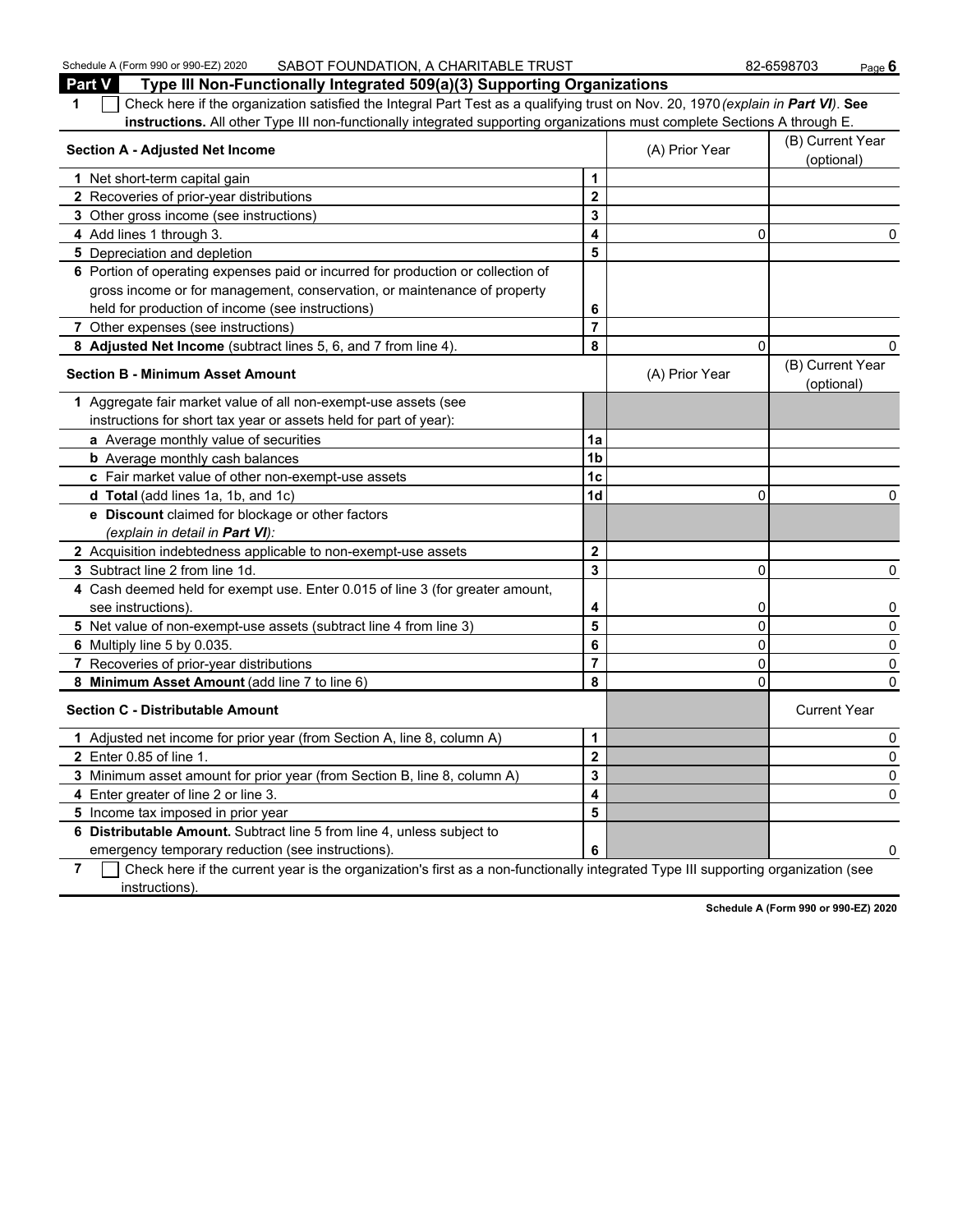Schedule A (Form 990 or 990-EZ) 2020 SABOT FOUNDATION, A CHARITABLE TRUST 82-6598703

## Part V Type III Non-Functionally Integrated 509(a)(3) Supporting Organizations

**1** ☐ Check here if the organization satisfied the Integral Part Test as a qualifying trust on Nov. 20, 1970 *(explain in **Part VI**)*. **See instructions.** All other Type III non-functionally integrated supporting organizations must complete Sections A through E.

| Section A - Adjusted Net Income | | (A) Prior Year | (B) Current Year (optional) |
|---|---|---|---|
| **1** Net short-term capital gain | 1 | | |
| **2** Recoveries of prior-year distributions | 2 | | |
| **3** Other gross income (see instructions) | 3 | | |
| **4** Add lines 1 through 3. | 4 | 0 | 0 |
| **5** Depreciation and depletion | 5 | | |
| **6** Portion of operating expenses paid or incurred for production or collection of gross income or for management, conservation, or maintenance of property held for production of income (see instructions) | 6 | | |
| **7** Other expenses (see instructions) | 7 | | |
| **8 Adjusted Net Income** (subtract lines 5, 6, and 7 from line 4). | 8 | 0 | 0 |

| Section B - Minimum Asset Amount | | (A) Prior Year | (B) Current Year (optional) |
|---|---|---|---|
| **1** Aggregate fair market value of all non-exempt-use assets (see instructions for short tax year or assets held for part of year): | | | |
| **a** Average monthly value of securities | 1a | | |
| **b** Average monthly cash balances | 1b | | |
| **c** Fair market value of other non-exempt-use assets | 1c | | |
| **d Total** (add lines 1a, 1b, and 1c) | 1d | 0 | 0 |
| **e Discount** claimed for blockage or other factors *(explain in detail in **Part VI**)*: | | | |
| **2** Acquisition indebtedness applicable to non-exempt-use assets | 2 | | |
| **3** Subtract line 2 from line 1d. | 3 | 0 | 0 |
| **4** Cash deemed held for exempt use. Enter 0.015 of line 3 (for greater amount, see instructions). | 4 | 0 | 0 |
| **5** Net value of non-exempt-use assets (subtract line 4 from line 3) | 5 | 0 | 0 |
| **6** Multiply line 5 by 0.035. | 6 | 0 | 0 |
| **7** Recoveries of prior-year distributions | 7 | 0 | 0 |
| **8 Minimum Asset Amount** (add line 7 to line 6) | 8 | 0 | 0 |

| Section C - Distributable Amount | | | Current Year |
|---|---|---|---|
| **1** Adjusted net income for prior year (from Section A, line 8, column A) | 1 | | 0 |
| **2** Enter 0.85 of line 1. | 2 | | 0 |
| **3** Minimum asset amount for prior year (from Section B, line 8, column A) | 3 | | 0 |
| **4** Enter greater of line 2 or line 3. | 4 | | 0 |
| **5** Income tax imposed in prior year | 5 | | |
| **6 Distributable Amount.** Subtract line 5 from line 4, unless subject to emergency temporary reduction (see instructions). | 6 | | 0 |

**7** ☐ Check here if the current year is the organization's first as a non-functionally integrated Type III supporting organization (see instructions).

**Schedule A (Form 990 or 990-EZ) 2020**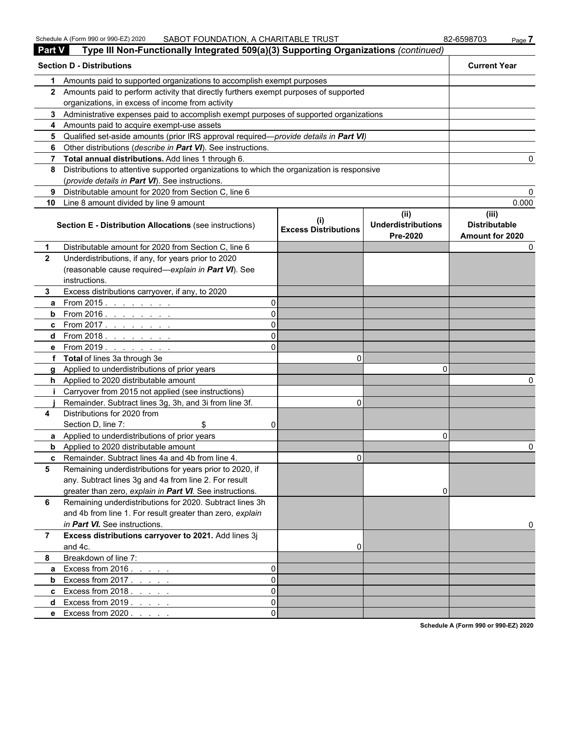Schedule A (Form 990 or 990-EZ) 2020 SABOT FOUNDATION, A CHARITABLE TRUST 82-6598703

## Part V Type III Non-Functionally Integrated 509(a)(3) Supporting Organizations *(continued)*

| | **Section D - Distributions** | **Current Year** |
|---|---|---|
| **1** | Amounts paid to supported organizations to accomplish exempt purposes | |
| **2** | Amounts paid to perform activity that directly furthers exempt purposes of supported organizations, in excess of income from activity | |
| **3** | Administrative expenses paid to accomplish exempt purposes of supported organizations | |
| **4** | Amounts paid to acquire exempt-use assets | |
| **5** | Qualified set-aside amounts (prior IRS approval required—*provide details in **Part VI***) | |
| **6** | Other distributions (*describe in **Part VI***). See instructions. | |
| **7** | **Total annual distributions.** Add lines 1 through 6. | 0 |
| **8** | Distributions to attentive supported organizations to which the organization is responsive (*provide details in **Part VI***). See instructions. | |
| **9** | Distributable amount for 2020 from Section C, line 6 | 0 |
| **10** | Line 8 amount divided by line 9 amount | 0.000 |

| | **Section E - Distribution Allocations** (see instructions) | **(i) Excess Distributions** | **(ii) Underdistributions Pre-2020** | **(iii) Distributable Amount for 2020** |
|---|---|---|---|---|
| **1** | Distributable amount for 2020 from Section C, line 6 | | | 0 |
| **2** | Underdistributions, if any, for years prior to 2020 (reasonable cause required—*explain in **Part VI***). See instructions. | | | |
| **3** | Excess distributions carryover, if any, to 2020 | | | |
| **a** | From 2015 . . . . . . . . 0 | | | |
| **b** | From 2016 . . . . . . . . 0 | | | |
| **c** | From 2017 . . . . . . . . 0 | | | |
| **d** | From 2018 . . . . . . . . 0 | | | |
| **e** | From 2019 . . . . . . . . 0 | | | |
| **f** | **Total** of lines 3a through 3e | 0 | | |
| **g** | Applied to underdistributions of prior years | | 0 | |
| **h** | Applied to 2020 distributable amount | | | 0 |
| **i** | Carryover from 2015 not applied (see instructions) | | | |
| **j** | Remainder. Subtract lines 3g, 3h, and 3i from line 3f. | 0 | | |
| **4** | Distributions for 2020 from Section D, line 7: $ 0 | | | |
| **a** | Applied to underdistributions of prior years | | 0 | |
| **b** | Applied to 2020 distributable amount | | | 0 |
| **c** | Remainder. Subtract lines 4a and 4b from line 4. | 0 | | |
| **5** | Remaining underdistributions for years prior to 2020, if any. Subtract lines 3g and 4a from line 2. For result greater than zero, *explain in **Part VI***. See instructions. | | 0 | |
| **6** | Remaining underdistributions for 2020. Subtract lines 3h and 4b from line 1. For result greater than zero, *explain in **Part VI.*** See instructions. | | | 0 |
| **7** | **Excess distributions carryover to 2021.** Add lines 3j and 4c. | 0 | | |
| **8** | Breakdown of line 7: | | | |
| **a** | Excess from 2016 . . . . . 0 | | | |
| **b** | Excess from 2017 . . . . . 0 | | | |
| **c** | Excess from 2018 . . . . . 0 | | | |
| **d** | Excess from 2019 . . . . . 0 | | | |
| **e** | Excess from 2020 . . . . . 0 | | | |

**Schedule A (Form 990 or 990-EZ) 2020**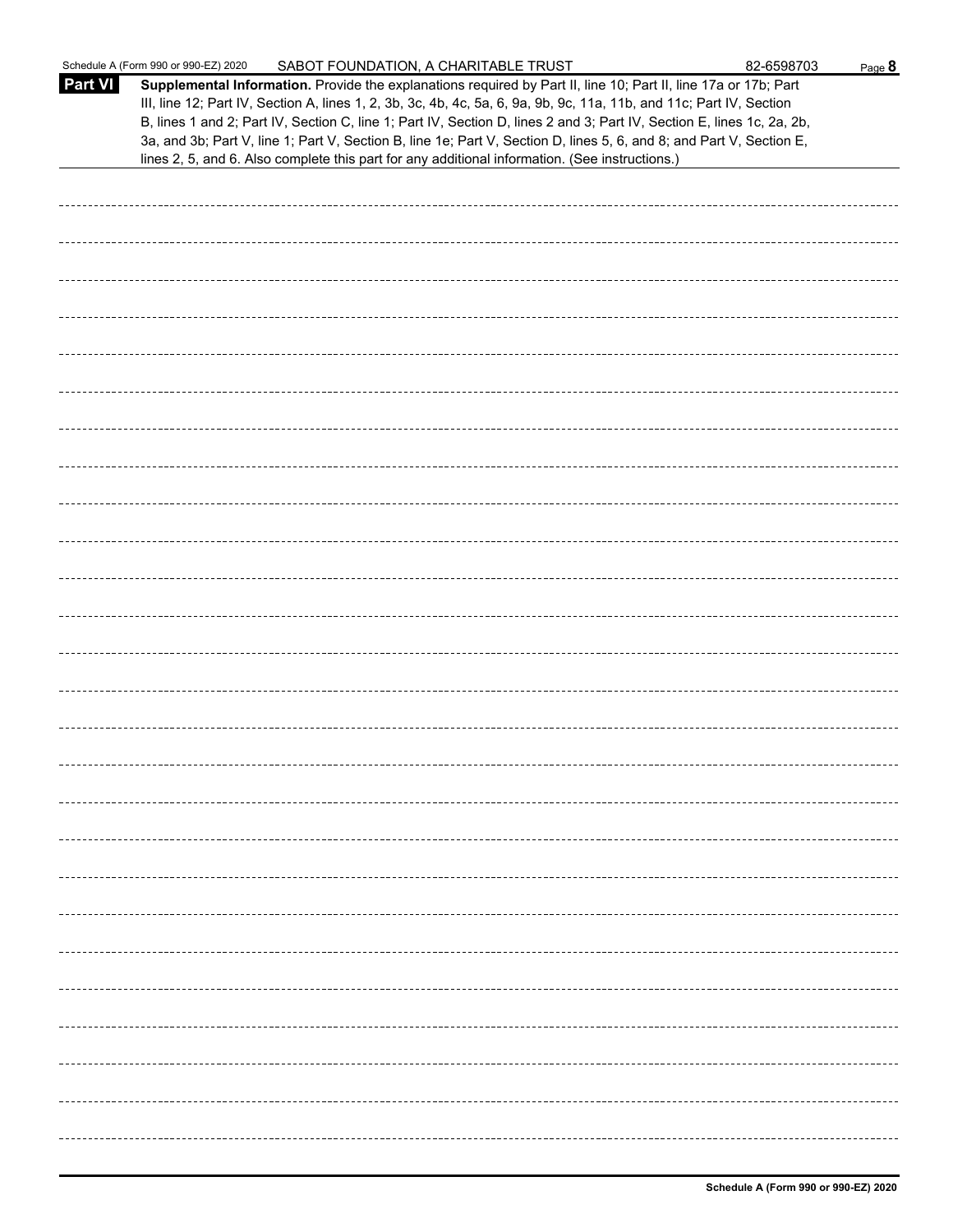Schedule A (Form 990 or 990-EZ) 2020 SABOT FOUNDATION, A CHARITABLE TRUST 82-6598703

**Part VI** **Supplemental Information.** Provide the explanations required by Part II, line 10; Part II, line 17a or 17b; Part III, line 12; Part IV, Section A, lines 1, 2, 3b, 3c, 4b, 4c, 5a, 6, 9a, 9b, 9c, 11a, 11b, and 11c; Part IV, Section B, lines 1 and 2; Part IV, Section C, line 1; Part IV, Section D, lines 2 and 3; Part IV, Section E, lines 1c, 2a, 2b, 3a, and 3b; Part V, line 1; Part V, Section B, line 1e; Part V, Section D, lines 5, 6, and 8; and Part V, Section E, lines 2, 5, and 6. Also complete this part for any additional information. (See instructions.)

**Schedule A (Form 990 or 990-EZ) 2020**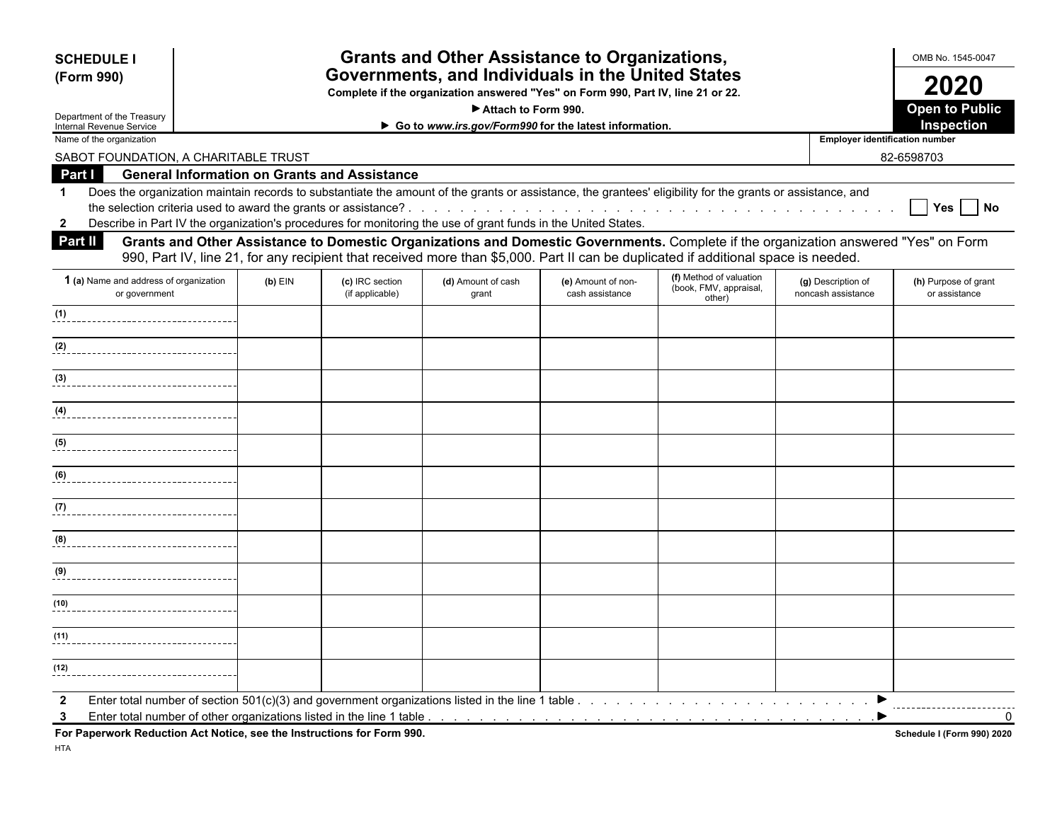**SCHEDULE I (Form 990)**

Department of the Treasury
Internal Revenue Service

# Grants and Other Assistance to Organizations, Governments, and Individuals in the United States

**Complete if the organization answered "Yes" on Form 990, Part IV, line 21 or 22.**

**▶ Attach to Form 990.**

**▶ Go to *www.irs.gov/Form990* for the latest information.**

OMB No. 1545-0047

**2020**

**Open to Public Inspection**

Name of the organization: SABOT FOUNDATION, A CHARITABLE TRUST

Employer identification number: 82-6598703

## Part I General Information on Grants and Assistance

1 Does the organization maintain records to substantiate the amount of the grants or assistance, the grantees' eligibility for the grants or assistance, and the selection criteria used to award the grants or assistance? . . . . ☐ Yes ☐ No

2 Describe in Part IV the organization's procedures for monitoring the use of grant funds in the United States.

## Part II Grants and Other Assistance to Domestic Organizations and Domestic Governments.

Complete if the organization answered "Yes" on Form 990, Part IV, line 21, for any recipient that received more than $5,000. Part II can be duplicated if additional space is needed.

| 1 (a) Name and address of organization or government | (b) EIN | (c) IRC section (if applicable) | (d) Amount of cash grant | (e) Amount of non-cash assistance | (f) Method of valuation (book, FMV, appraisal, other) | (g) Description of noncash assistance | (h) Purpose of grant or assistance |
|---|---|---|---|---|---|---|---|
| (1) | | | | | | | |
| (2) | | | | | | | |
| (3) | | | | | | | |
| (4) | | | | | | | |
| (5) | | | | | | | |
| (6) | | | | | | | |
| (7) | | | | | | | |
| (8) | | | | | | | |
| (9) | | | | | | | |
| (10) | | | | | | | |
| (11) | | | | | | | |
| (12) | | | | | | | |

2 Enter total number of section 501(c)(3) and government organizations listed in the line 1 table . . . . ▶

3 Enter total number of other organizations listed in the line 1 table . . . . ▶ 0

**For Paperwork Reduction Act Notice, see the Instructions for Form 990.**

HTA

**Schedule I (Form 990) 2020**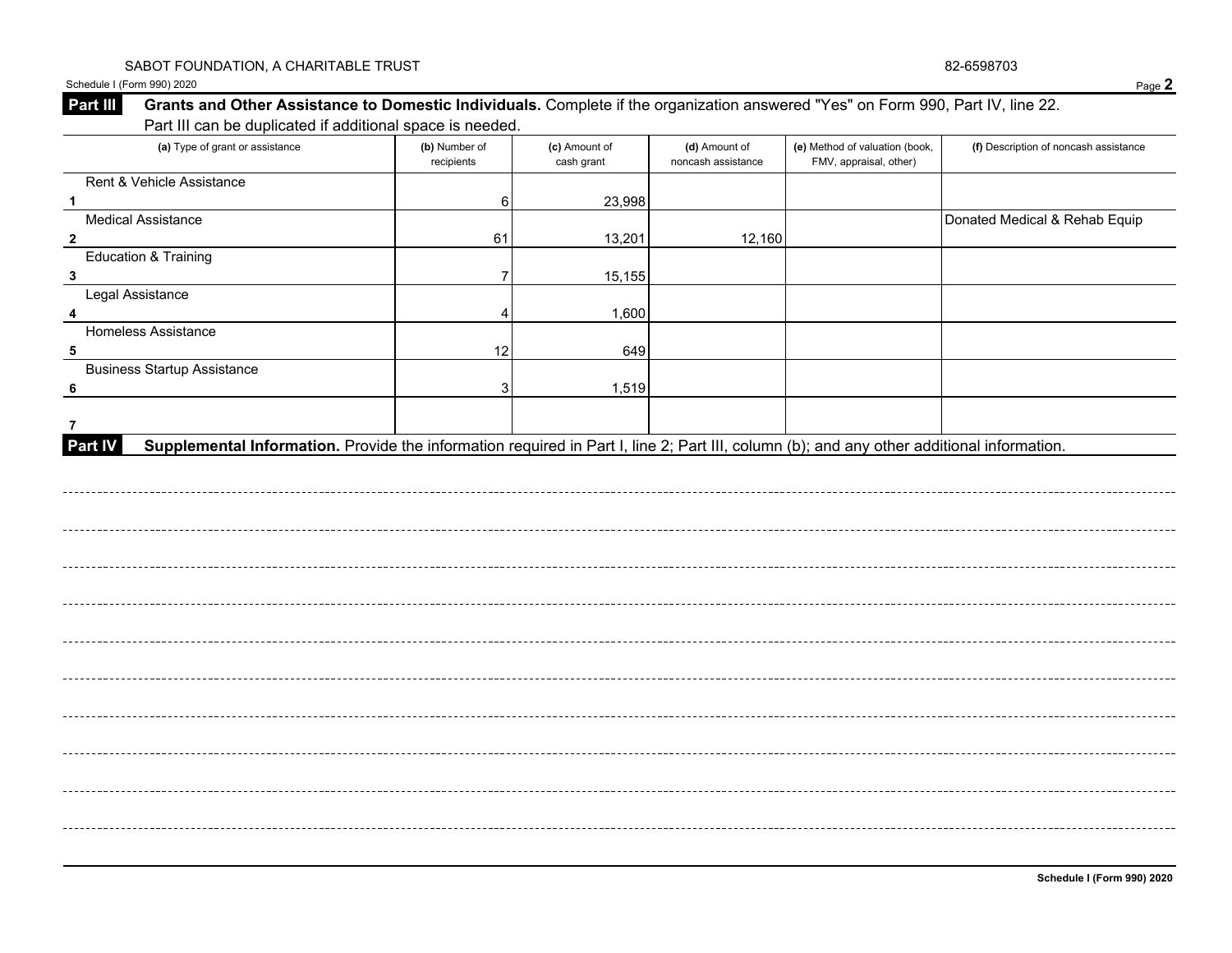SABOT FOUNDATION, A CHARITABLE TRUST 82-6598703

Schedule I (Form 990) 2020 Page **2**

**Part III** **Grants and Other Assistance to Domestic Individuals.** Complete if the organization answered "Yes" on Form 990, Part IV, line 22. Part III can be duplicated if additional space is needed.

| | (a) Type of grant or assistance | (b) Number of recipients | (c) Amount of cash grant | (d) Amount of noncash assistance | (e) Method of valuation (book, FMV, appraisal, other) | (f) Description of noncash assistance |
|---|---|---|---|---|---|---|
| 1 | Rent & Vehicle Assistance | 6 | 23,998 | | | |
| 2 | Medical Assistance | 61 | 13,201 | 12,160 | | Donated Medical & Rehab Equip |
| 3 | Education & Training | 7 | 15,155 | | | |
| 4 | Legal Assistance | 4 | 1,600 | | | |
| 5 | Homeless Assistance | 12 | 649 | | | |
| 6 | Business Startup Assistance | 3 | 1,519 | | | |
| 7 | | | | | | |

**Part IV** **Supplemental Information.** Provide the information required in Part I, line 2; Part III, column (b); and any other additional information.